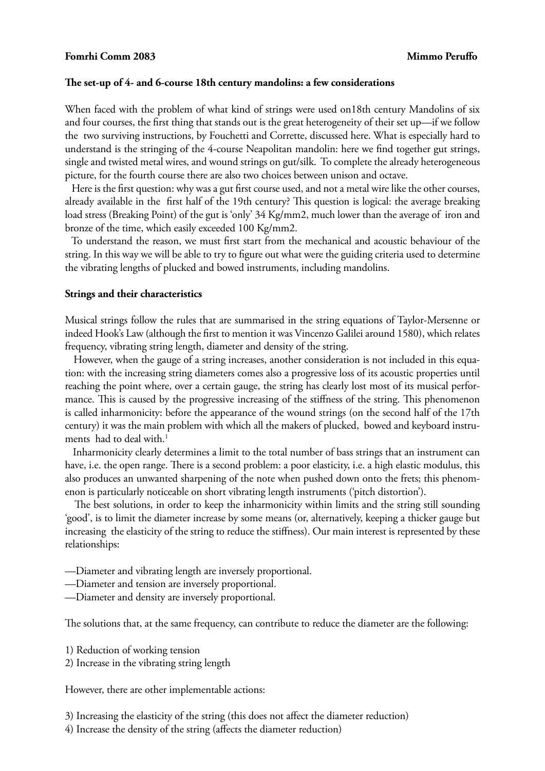**Fomrhi Comm 2083** **Mimmo Peruffo**

**The set-up of 4- and 6-course 18th century mandolins: a few considerations**

When faced with the problem of what kind of strings were used on18th century Mandolins of six and four courses, the first thing that stands out is the great heterogeneity of their set up—if we follow the two surviving instructions, by Fouchetti and Corrette, discussed here. What is especially hard to understand is the stringing of the 4-course Neapolitan mandolin: here we find together gut strings, single and twisted metal wires, and wound strings on gut/silk. To complete the already heterogeneous picture, for the fourth course there are also two choices between unison and octave.

Here is the first question: why was a gut first course used, and not a metal wire like the other courses, already available in the first half of the 19th century? This question is logical: the average breaking load stress (Breaking Point) of the gut is 'only' 34 Kg/mm2, much lower than the average of iron and bronze of the time, which easily exceeded 100 Kg/mm2.

To understand the reason, we must first start from the mechanical and acoustic behaviour of the string. In this way we will be able to try to figure out what were the guiding criteria used to determine the vibrating lengths of plucked and bowed instruments, including mandolins.

**Strings and their characteristics**

Musical strings follow the rules that are summarised in the string equations of Taylor-Mersenne or indeed Hook's Law (although the first to mention it was Vincenzo Galilei around 1580), which relates frequency, vibrating string length, diameter and density of the string.

However, when the gauge of a string increases, another consideration is not included in this equation: with the increasing string diameters comes also a progressive loss of its acoustic properties until reaching the point where, over a certain gauge, the string has clearly lost most of its musical performance. This is caused by the progressive increasing of the stiffness of the string. This phenomenon is called inharmonicity: before the appearance of the wound strings (on the second half of the 17th century) it was the main problem with which all the makers of plucked, bowed and keyboard instruments had to deal with.[1]

Inharmonicity clearly determines a limit to the total number of bass strings that an instrument can have, i.e. the open range. There is a second problem: a poor elasticity, i.e. a high elastic modulus, this also produces an unwanted sharpening of the note when pushed down onto the frets; this phenomenon is particularly noticeable on short vibrating length instruments ('pitch distortion').

The best solutions, in order to keep the inharmonicity within limits and the string still sounding 'good', is to limit the diameter increase by some means (or, alternatively, keeping a thicker gauge but increasing the elasticity of the string to reduce the stiffness). Our main interest is represented by these relationships:

—Diameter and vibrating length are inversely proportional.
—Diameter and tension are inversely proportional.
—Diameter and density are inversely proportional.

The solutions that, at the same frequency, can contribute to reduce the diameter are the following:

1) Reduction of working tension
2) Increase in the vibrating string length

However, there are other implementable actions:

3) Increasing the elasticity of the string (this does not affect the diameter reduction)
4) Increase the density of the string (affects the diameter reduction)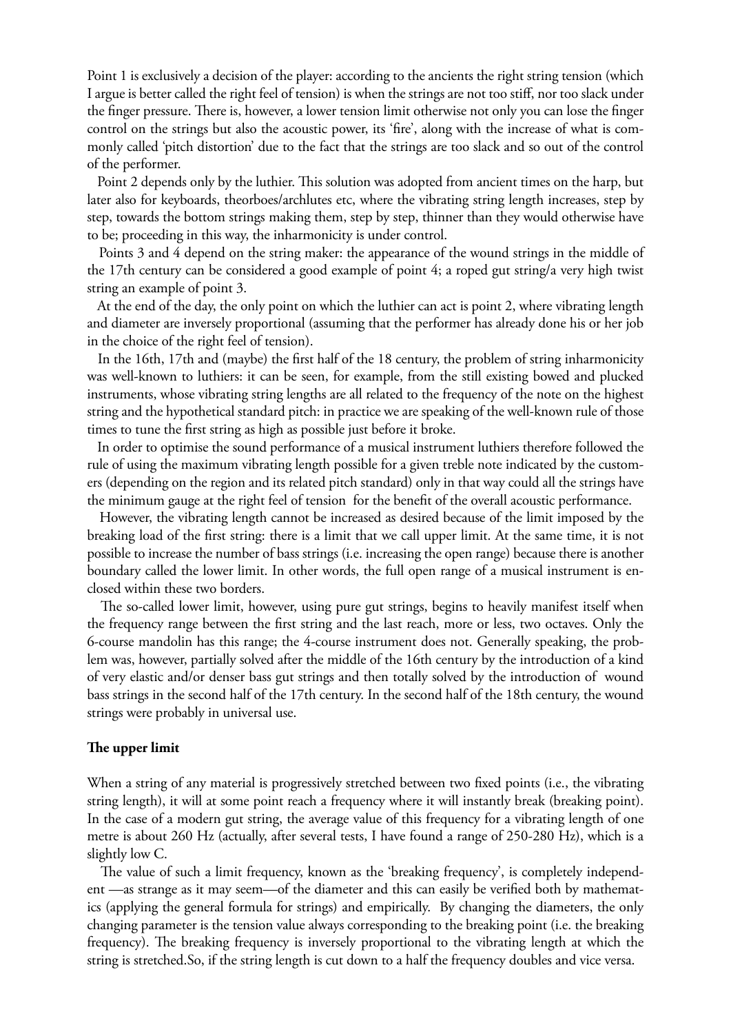Point 1 is exclusively a decision of the player: according to the ancients the right string tension (which I argue is better called the right feel of tension) is when the strings are not too stiff, nor too slack under the finger pressure. There is, however, a lower tension limit otherwise not only you can lose the finger control on the strings but also the acoustic power, its 'fire', along with the increase of what is commonly called 'pitch distortion' due to the fact that the strings are too slack and so out of the control of the performer.

Point 2 depends only by the luthier. This solution was adopted from ancient times on the harp, but later also for keyboards, theorboes/archlutes etc, where the vibrating string length increases, step by step, towards the bottom strings making them, step by step, thinner than they would otherwise have to be; proceeding in this way, the inharmonicity is under control.

Points 3 and 4 depend on the string maker: the appearance of the wound strings in the middle of the 17th century can be considered a good example of point 4; a roped gut string/a very high twist string an example of point 3.

At the end of the day, the only point on which the luthier can act is point 2, where vibrating length and diameter are inversely proportional (assuming that the performer has already done his or her job in the choice of the right feel of tension).

In the 16th, 17th and (maybe) the first half of the 18 century, the problem of string inharmonicity was well-known to luthiers: it can be seen, for example, from the still existing bowed and plucked instruments, whose vibrating string lengths are all related to the frequency of the note on the highest string and the hypothetical standard pitch: in practice we are speaking of the well-known rule of those times to tune the first string as high as possible just before it broke.

In order to optimise the sound performance of a musical instrument luthiers therefore followed the rule of using the maximum vibrating length possible for a given treble note indicated by the customers (depending on the region and its related pitch standard) only in that way could all the strings have the minimum gauge at the right feel of tension for the benefit of the overall acoustic performance.

However, the vibrating length cannot be increased as desired because of the limit imposed by the breaking load of the first string: there is a limit that we call upper limit. At the same time, it is not possible to increase the number of bass strings (i.e. increasing the open range) because there is another boundary called the lower limit. In other words, the full open range of a musical instrument is enclosed within these two borders.

The so-called lower limit, however, using pure gut strings, begins to heavily manifest itself when the frequency range between the first string and the last reach, more or less, two octaves. Only the 6-course mandolin has this range; the 4-course instrument does not. Generally speaking, the problem was, however, partially solved after the middle of the 16th century by the introduction of a kind of very elastic and/or denser bass gut strings and then totally solved by the introduction of wound bass strings in the second half of the 17th century. In the second half of the 18th century, the wound strings were probably in universal use.

**The upper limit**

When a string of any material is progressively stretched between two fixed points (i.e., the vibrating string length), it will at some point reach a frequency where it will instantly break (breaking point). In the case of a modern gut string, the average value of this frequency for a vibrating length of one metre is about 260 Hz (actually, after several tests, I have found a range of 250-280 Hz), which is a slightly low C.

The value of such a limit frequency, known as the 'breaking frequency', is completely independent —as strange as it may seem—of the diameter and this can easily be verified both by mathematics (applying the general formula for strings) and empirically. By changing the diameters, the only changing parameter is the tension value always corresponding to the breaking point (i.e. the breaking frequency). The breaking frequency is inversely proportional to the vibrating length at which the string is stretched.So, if the string length is cut down to a half the frequency doubles and vice versa.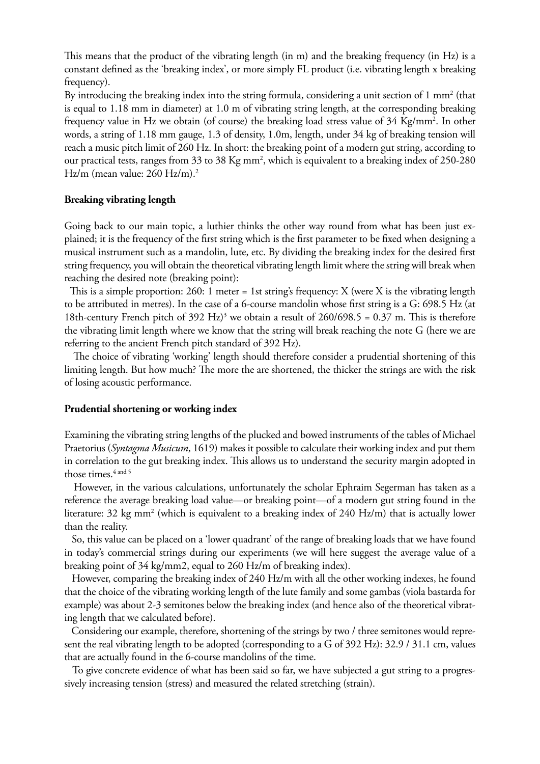This means that the product of the vibrating length (in m) and the breaking frequency (in Hz) is a constant defined as the 'breaking index', or more simply FL product (i.e. vibrating length x breaking frequency).

By introducing the breaking index into the string formula, considering a unit section of 1 $mm^2$ (that is equal to 1.18 mm in diameter) at 1.0 m of vibrating string length, at the corresponding breaking frequency value in Hz we obtain (of course) the breaking load stress value of 34 $Kg/mm^2$. In other words, a string of 1.18 mm gauge, 1.3 of density, 1.0m, length, under 34 kg of breaking tension will reach a music pitch limit of 260 Hz. In short: the breaking point of a modern gut string, according to our practical tests, ranges from 33 to 38 Kg $mm^2$, which is equivalent to a breaking index of 250-280 Hz/m (mean value: 260 Hz/m).[2]

**Breaking vibrating length**

Going back to our main topic, a luthier thinks the other way round from what has been just explained; it is the frequency of the first string which is the first parameter to be fixed when designing a musical instrument such as a mandolin, lute, etc. By dividing the breaking index for the desired first string frequency, you will obtain the theoretical vibrating length limit where the string will break when reaching the desired note (breaking point):

This is a simple proportion: 260: 1 meter = 1st string's frequency: X (were X is the vibrating length to be attributed in metres). In the case of a 6-course mandolin whose first string is a G: 698.5 Hz (at 18th-century French pitch of 392 Hz)[3] we obtain a result of 260/698.5 = 0.37 m. This is therefore the vibrating limit length where we know that the string will break reaching the note G (here we are referring to the ancient French pitch standard of 392 Hz).

The choice of vibrating 'working' length should therefore consider a prudential shortening of this limiting length. But how much? The more the are shortened, the thicker the strings are with the risk of losing acoustic performance.

**Prudential shortening or working index**

Examining the vibrating string lengths of the plucked and bowed instruments of the tables of Michael Praetorius (*Syntagma Musicum*, 1619) makes it possible to calculate their working index and put them in correlation to the gut breaking index. This allows us to understand the security margin adopted in those times.[4 and 5]

However, in the various calculations, unfortunately the scholar Ephraim Segerman has taken as a reference the average breaking load value—or breaking point—of a modern gut string found in the literature: 32 kg $mm^2$ (which is equivalent to a breaking index of 240 Hz/m) that is actually lower than the reality.

So, this value can be placed on a 'lower quadrant' of the range of breaking loads that we have found in today's commercial strings during our experiments (we will here suggest the average value of a breaking point of 34 kg/mm2, equal to 260 Hz/m of breaking index).

However, comparing the breaking index of 240 Hz/m with all the other working indexes, he found that the choice of the vibrating working length of the lute family and some gambas (viola bastarda for example) was about 2-3 semitones below the breaking index (and hence also of the theoretical vibrating length that we calculated before).

Considering our example, therefore, shortening of the strings by two / three semitones would represent the real vibrating length to be adopted (corresponding to a G of 392 Hz): 32.9 / 31.1 cm, values that are actually found in the 6-course mandolins of the time.

To give concrete evidence of what has been said so far, we have subjected a gut string to a progressively increasing tension (stress) and measured the related stretching (strain).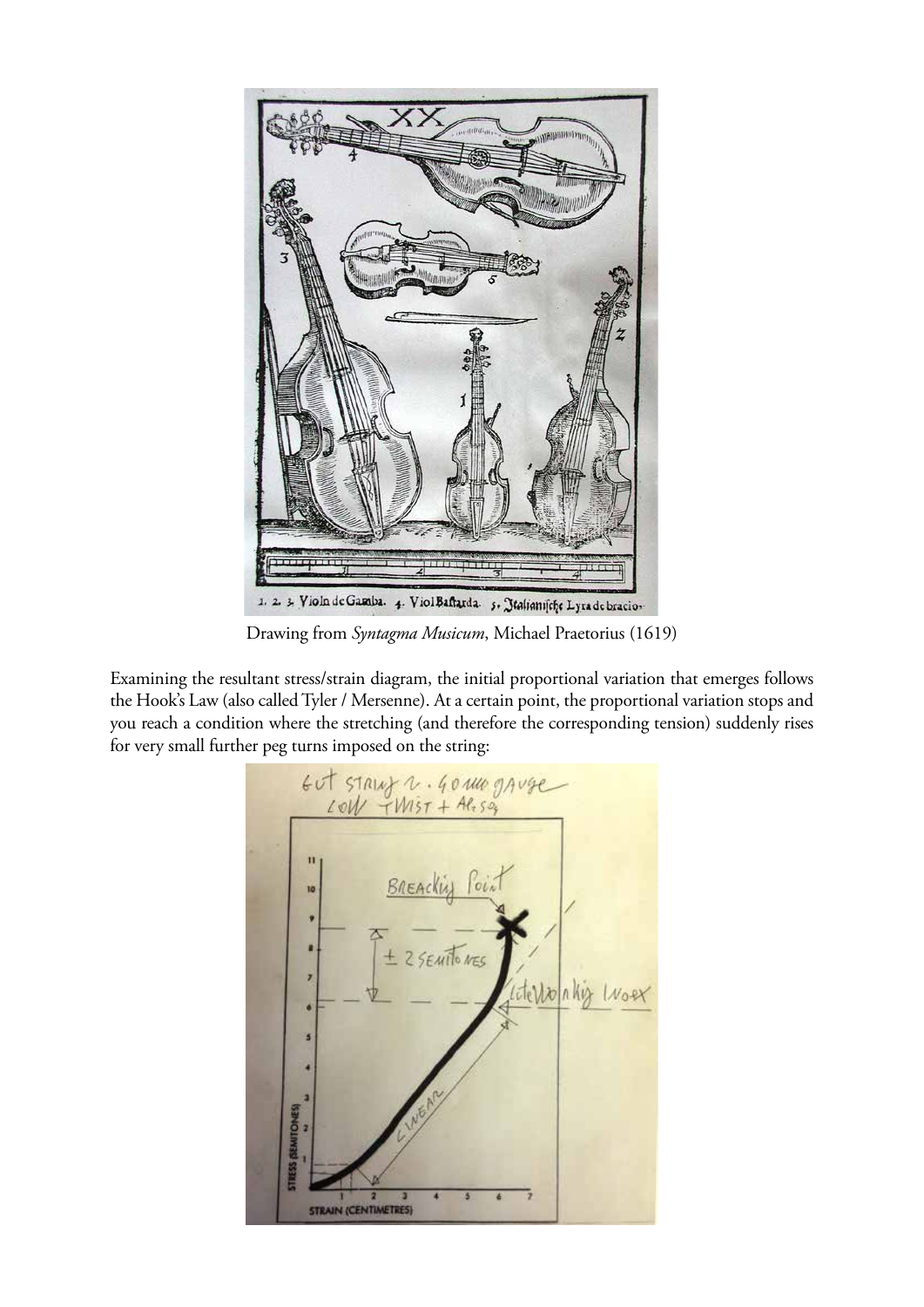Drawing from *Syntagma Musicum*, Michael Praetorius (1619)

Examining the resultant stress/strain diagram, the initial proportional variation that emerges follows the Hook's Law (also called Tyler / Mersenne). At a certain point, the proportional variation stops and you reach a condition where the stretching (and therefore the corresponding tension) suddenly rises for very small further peg turns imposed on the string: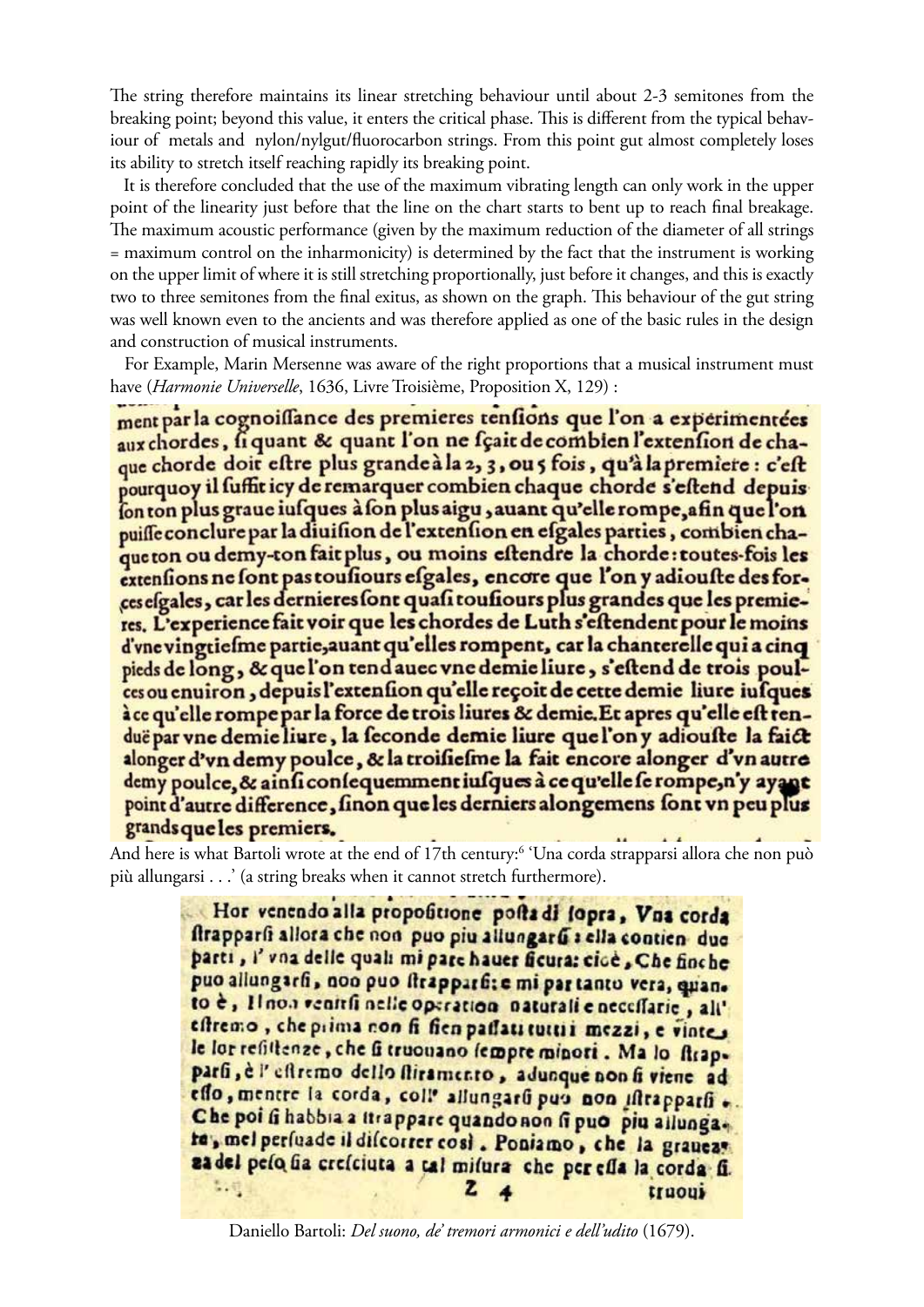The string therefore maintains its linear stretching behaviour until about 2-3 semitones from the breaking point; beyond this value, it enters the critical phase. This is different from the typical behaviour of metals and nylon/nylgut/fluorocarbon strings. From this point gut almost completely loses its ability to stretch itself reaching rapidly its breaking point.

It is therefore concluded that the use of the maximum vibrating length can only work in the upper point of the linearity just before that the line on the chart starts to bent up to reach final breakage. The maximum acoustic performance (given by the maximum reduction of the diameter of all strings = maximum control on the inharmonicity) is determined by the fact that the instrument is working on the upper limit of where it is still stretching proportionally, just before it changes, and this is exactly two to three semitones from the final exitus, as shown on the graph. This behaviour of the gut string was well known even to the ancients and was therefore applied as one of the basic rules in the design and construction of musical instruments.

For Example, Marin Mersenne was aware of the right proportions that a musical instrument must have (*Harmonie Universelle*, 1636, Livre Troisième, Proposition X, 129) :

ment par la cognoissance des premieres tensions que l'on a experimentées aux chordes, si quant & quant l'on ne sçait de combien l'extension de chaque chorde doit estre plus grande à la 2, 3, ou 5 fois, qu'à la premiere : c'est pourquoy il suffit icy de remarquer combien chaque chorde s'estend depuis son ton plus graue iusques à son plus aigu, auant qu'elle rompe, afin que l'on puisse conclure par la diuision de l'extension en esgales parties, combien chaque ton ou demy-ton fait plus, ou moins estendre la chorde : toutes-fois les extensions ne sont pas tousiours esgales, encore que l'on y adiouste des forces esgales, car les dernieres sont quasi tousiours plus grandes que les premieres. L'experience fait voir que les chordes de Luth s'estendent pour le moins d'vne vingtiesme partie, auant qu'elles rompent, car la chanterelle qui a cinq pieds de long, & que l'on tend auec vne demie liure, s'estend de trois poulces ou enuiron, depuis l'extension qu'elle reçoit de cette demie liure iusques à ce qu'elle rompe par la force de trois liures & demie. Et apres qu'elle est tenduë par vne demie liure, la seconde demie liure que l'on y adiouste la faict alonger d'vn demy poulce, & la troisiesme la fait encore alonger d'vn autre demy poulce, & ainsi consequemment iusques à ce qu'elle se rompe, n'y ayant point d'autre difference, sinon que les derniers alongemens sont vn peu plus grands que les premiers.

And here is what Bartoli wrote at the end of 17th century:[6] 'Una corda strapparsi allora che non può più allungarsi . . .' (a string breaks when it cannot stretch furthermore).

Hor venendo alla propositione posta di sopra, Vna corda strapparsi allora che non puo piu allungarsi : ella contien due parti, l'vna delle quali mi pare hauer sicura: cioè, Che fin che puo allungarsi, non puo strapparsi: e mi par tanto vera, quanto è, Il non venirsi nelle operation naturali e necessarie, all'estremo, che prima non si sien passati tutti i mezzi, e vinte le lor resistenze, che si truouano sempre minori. Ma lo strapparsi, è l'estremo dello stiramento, adunque non si viene ad esso, mentre la corda, coll' allungarsi puo non istrapparsi. Che poi si habbia a strappare quando non si puo piu allungare, mel persuade il discorrer così. Poniamo, che la grauezza del peso sia cresciuta a tal misura che per essa la corda si truoui

Daniello Bartoli: *Del suono, de' tremori armonici e dell'udito* (1679).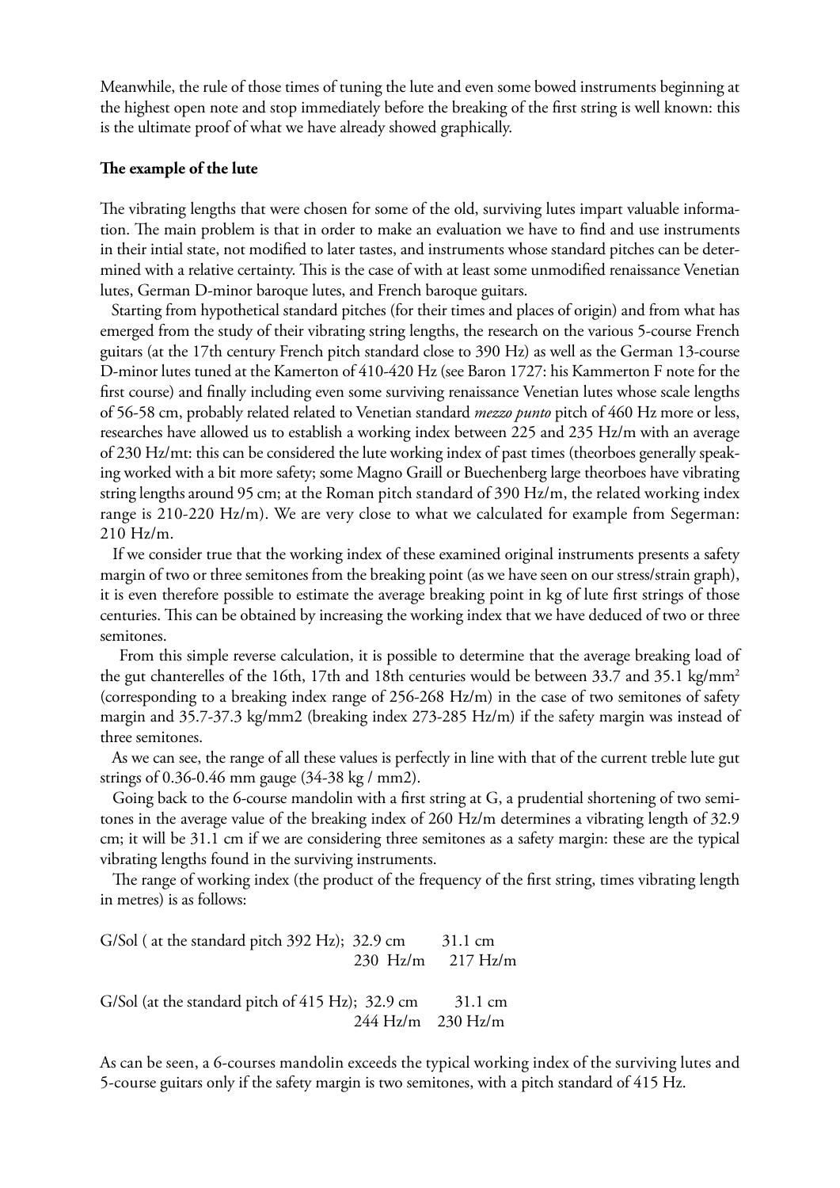Meanwhile, the rule of those times of tuning the lute and even some bowed instruments beginning at the highest open note and stop immediately before the breaking of the first string is well known: this is the ultimate proof of what we have already showed graphically.

**The example of the lute**

The vibrating lengths that were chosen for some of the old, surviving lutes impart valuable information. The main problem is that in order to make an evaluation we have to find and use instruments in their intial state, not modified to later tastes, and instruments whose standard pitches can be determined with a relative certainty. This is the case of with at least some unmodified renaissance Venetian lutes, German D-minor baroque lutes, and French baroque guitars.

Starting from hypothetical standard pitches (for their times and places of origin) and from what has emerged from the study of their vibrating string lengths, the research on the various 5-course French guitars (at the 17th century French pitch standard close to 390 Hz) as well as the German 13-course D-minor lutes tuned at the Kamerton of 410-420 Hz (see Baron 1727: his Kammerton F note for the first course) and finally including even some surviving renaissance Venetian lutes whose scale lengths of 56-58 cm, probably related related to Venetian standard *mezzo punto* pitch of 460 Hz more or less, researches have allowed us to establish a working index between 225 and 235 Hz/m with an average of 230 Hz/mt: this can be considered the lute working index of past times (theorboes generally speaking worked with a bit more safety; some Magno Graill or Buechenberg large theorboes have vibrating string lengths around 95 cm; at the Roman pitch standard of 390 Hz/m, the related working index range is 210-220 Hz/m). We are very close to what we calculated for example from Segerman: 210 Hz/m.

If we consider true that the working index of these examined original instruments presents a safety margin of two or three semitones from the breaking point (as we have seen on our stress/strain graph), it is even therefore possible to estimate the average breaking point in kg of lute first strings of those centuries. This can be obtained by increasing the working index that we have deduced of two or three semitones.

From this simple reverse calculation, it is possible to determine that the average breaking load of the gut chanterelles of the 16th, 17th and 18th centuries would be between 33.7 and 35.1 kg/mm$^2$ (corresponding to a breaking index range of 256-268 Hz/m) in the case of two semitones of safety margin and 35.7-37.3 kg/mm2 (breaking index 273-285 Hz/m) if the safety margin was instead of three semitones.

As we can see, the range of all these values is perfectly in line with that of the current treble lute gut strings of 0.36-0.46 mm gauge (34-38 kg / mm2).

Going back to the 6-course mandolin with a first string at G, a prudential shortening of two semitones in the average value of the breaking index of 260 Hz/m determines a vibrating length of 32.9 cm; it will be 31.1 cm if we are considering three semitones as a safety margin: these are the typical vibrating lengths found in the surviving instruments.

The range of working index (the product of the frequency of the first string, times vibrating length in metres) is as follows:

| | | |
|---|---|---|
| G/Sol ( at the standard pitch 392 Hz); | 32.9 cm | 31.1 cm |
| | 230 Hz/m | 217 Hz/m |
| G/Sol (at the standard pitch of 415 Hz); | 32.9 cm | 31.1 cm |
| | 244 Hz/m | 230 Hz/m |

As can be seen, a 6-courses mandolin exceeds the typical working index of the surviving lutes and 5-course guitars only if the safety margin is two semitones, with a pitch standard of 415 Hz.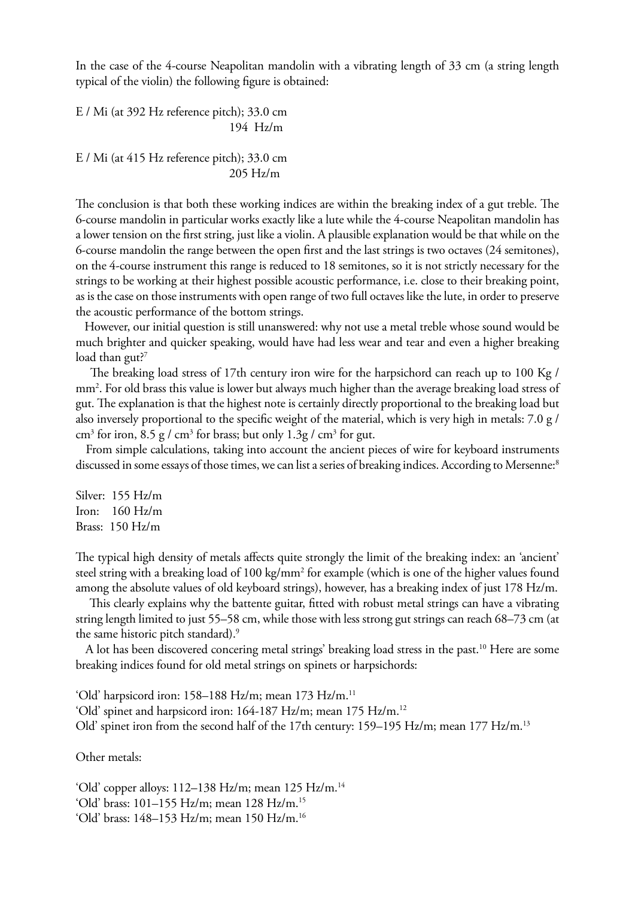In the case of the 4-course Neapolitan mandolin with a vibrating length of 33 cm (a string length typical of the violin) the following figure is obtained:

E / Mi (at 392 Hz reference pitch); 33.0 cm
194 Hz/m

E / Mi (at 415 Hz reference pitch); 33.0 cm
205 Hz/m

The conclusion is that both these working indices are within the breaking index of a gut treble. The 6-course mandolin in particular works exactly like a lute while the 4-course Neapolitan mandolin has a lower tension on the first string, just like a violin. A plausible explanation would be that while on the 6-course mandolin the range between the open first and the last strings is two octaves (24 semitones), on the 4-course instrument this range is reduced to 18 semitones, so it is not strictly necessary for the strings to be working at their highest possible acoustic performance, i.e. close to their breaking point, as is the case on those instruments with open range of two full octaves like the lute, in order to preserve the acoustic performance of the bottom strings.

However, our initial question is still unanswered: why not use a metal treble whose sound would be much brighter and quicker speaking, would have had less wear and tear and even a higher breaking load than gut?[7]

The breaking load stress of 17th century iron wire for the harpsichord can reach up to 100 Kg / mm$^2$. For old brass this value is lower but always much higher than the average breaking load stress of gut. The explanation is that the highest note is certainly directly proportional to the breaking load but also inversely proportional to the specific weight of the material, which is very high in metals: 7.0 g / cm$^3$ for iron, 8.5 g / cm$^3$ for brass; but only 1.3g / cm$^3$ for gut.

From simple calculations, taking into account the ancient pieces of wire for keyboard instruments discussed in some essays of those times, we can list a series of breaking indices. According to Mersenne:[8]

Silver: 155 Hz/m
Iron: 160 Hz/m
Brass: 150 Hz/m

The typical high density of metals affects quite strongly the limit of the breaking index: an 'ancient' steel string with a breaking load of 100 kg/mm$^2$ for example (which is one of the higher values found among the absolute values of old keyboard strings), however, has a breaking index of just 178 Hz/m.

This clearly explains why the battente guitar, fitted with robust metal strings can have a vibrating string length limited to just 55–58 cm, while those with less strong gut strings can reach 68–73 cm (at the same historic pitch standard).[9]

A lot has been discovered concering metal strings' breaking load stress in the past.[10] Here are some breaking indices found for old metal strings on spinets or harpsichords:

'Old' harpsicord iron: 158–188 Hz/m; mean 173 Hz/m.[11]
'Old' spinet and harpsichord iron: 164-187 Hz/m; mean 175 Hz/m.[12]
Old' spinet iron from the second half of the 17th century: 159–195 Hz/m; mean 177 Hz/m.[13]

Other metals:

'Old' copper alloys: 112–138 Hz/m; mean 125 Hz/m.[14]
'Old' brass: 101–155 Hz/m; mean 128 Hz/m.[15]
'Old' brass: 148–153 Hz/m; mean 150 Hz/m.[16]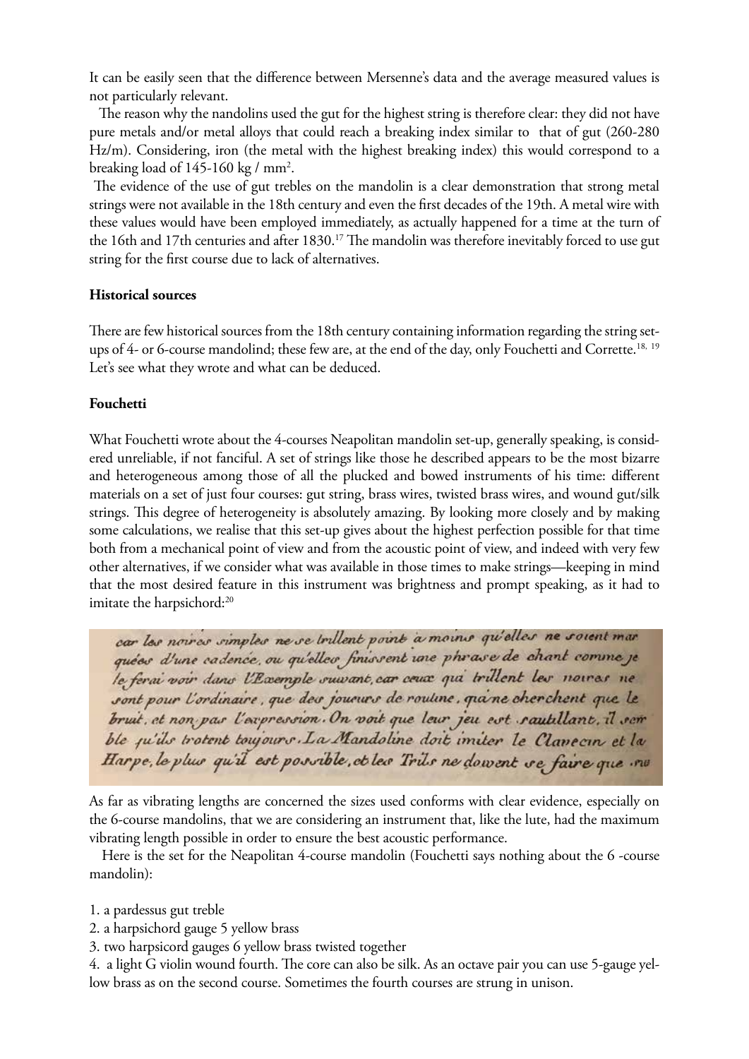It can be easily seen that the difference between Mersenne's data and the average measured values is not particularly relevant.

The reason why the nandolins used the gut for the highest string is therefore clear: they did not have pure metals and/or metal alloys that could reach a breaking index similar to that of gut (260-280 Hz/m). Considering, iron (the metal with the highest breaking index) this would correspond to a breaking load of 145-160 kg / mm$^2$.

The evidence of the use of gut trebles on the mandolin is a clear demonstration that strong metal strings were not available in the 18th century and even the first decades of the 19th. A metal wire with these values would have been employed immediately, as actually happened for a time at the turn of the 16th and 17th centuries and after 1830.[17] The mandolin was therefore inevitably forced to use gut string for the first course due to lack of alternatives.

**Historical sources**

There are few historical sources from the 18th century containing information regarding the string set-ups of 4- or 6-course mandolind; these few are, at the end of the day, only Fouchetti and Corrette.[18, 19] Let's see what they wrote and what can be deduced.

**Fouchetti**

What Fouchetti wrote about the 4-courses Neapolitan mandolin set-up, generally speaking, is considered unreliable, if not fanciful. A set of strings like those he described appears to be the most bizarre and heterogeneous among those of all the plucked and bowed instruments of his time: different materials on a set of just four courses: gut string, brass wires, twisted brass wires, and wound gut/silk strings. This degree of heterogeneity is absolutely amazing. By looking more closely and by making some calculations, we realise that this set-up gives about the highest perfection possible for that time both from a mechanical point of view and from the acoustic point of view, and indeed with very few other alternatives, if we consider what was available in those times to make strings—keeping in mind that the most desired feature in this instrument was brightness and prompt speaking, as it had to imitate the harpsichord:[20]

> car les noires simples ne se trillent point à moins qu'elles ne soient marquées d'une cadence, ou qu'elles finissent une phrase de chant comme je le ferai voir dans l'Exemple suivant, car ceux qui trillent les noires ne sont pour l'ordinaire, que des joueurs de routine, qui ne cherchent que le bruit, et non pas l'expression. On voit que leur jeu est sautillant, il semble qu'ils trotent toujours. La Mandoline doit imiter le Clavecin et la Harpe, le plus qu'il est possible, et les Trils ne doivent se faire que ...

As far as vibrating lengths are concerned the sizes used conforms with clear evidence, especially on the 6-course mandolins, that we are considering an instrument that, like the lute, had the maximum vibrating length possible in order to ensure the best acoustic performance.

Here is the set for the Neapolitan 4-course mandolin (Fouchetti says nothing about the 6 -course mandolin):

1. a pardessus gut treble
2. a harpsichord gauge 5 yellow brass
3. two harpsicord gauges 6 yellow brass twisted together
4. a light G violin wound fourth. The core can also be silk. As an octave pair you can use 5-gauge yellow brass as on the second course. Sometimes the fourth courses are strung in unison.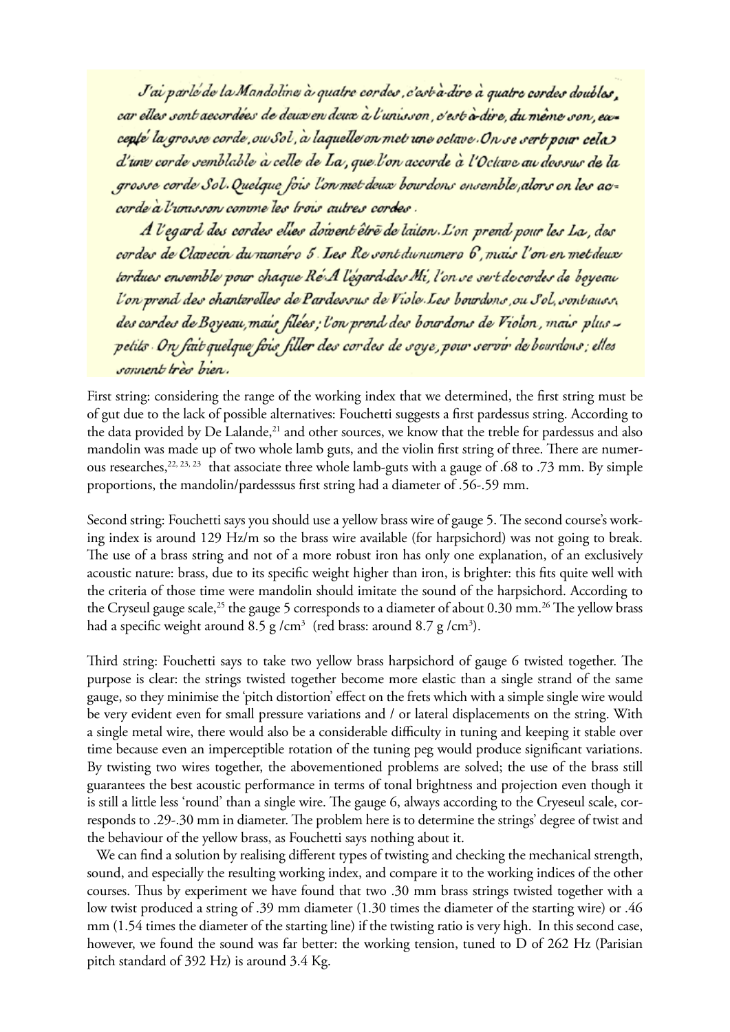J'ai parlé de la Mandoline à quatre cordes, c'est-à-dire à quatre cordes doubles, car elles sont accordées de deux en deux à l'unisson, c'est-à-dire, du même son, excepté la grosse corde, ou Sol, à laquelle on met une octave. On se sert pour cela d'une corde semblable à celle de La, que l'on accorde à l'Octave au dessus de la grosse corde Sol. Quelque fois l'on met deux bourdons ensemble, alors on les accorde à l'unisson comme les trois autres cordes.

A l'egard des cordes elles doivent être de laiton. L'on prend pour les La, des cordes de Clavecin du numéro 5. Les Re sont du numero 6, mais l'on en met deux tordues ensemble pour chaque Ré. A l'égard des Mi, l'on se sert de cordes de boyeau l'on prend des chanterelles de Pardessus de Viole. Les bourdons, ou Sol, sont aussi des cordes de Boyeau, mais filées; l'on prend des bourdons de Violon, mais plus petits. On fait quelque fois filler des cordes de soye, pour servir de bourdons; elles sonnent très bien.

First string: considering the range of the working index that we determined, the first string must be of gut due to the lack of possible alternatives: Fouchetti suggests a first pardessus string. According to the data provided by De Lalande,[21] and other sources, we know that the treble for pardessus and also mandolin was made up of two whole lamb guts, and the violin first string of three. There are numerous researches,[22, 23, 23] that associate three whole lamb-guts with a gauge of .68 to .73 mm. By simple proportions, the mandolin/pardesssus first string had a diameter of .56-.59 mm.

Second string: Fouchetti says you should use a yellow brass wire of gauge 5. The second course's working index is around 129 Hz/m so the brass wire available (for harpsichord) was not going to break. The use of a brass string and not of a more robust iron has only one explanation, of an exclusively acoustic nature: brass, due to its specific weight higher than iron, is brighter: this fits quite well with the criteria of those time were mandolin should imitate the sound of the harpsichord. According to the Cryseul gauge scale,[25] the gauge 5 corresponds to a diameter of about 0.30 mm.[26] The yellow brass had a specific weight around 8.5 g /cm$^3$ (red brass: around 8.7 g /cm$^3$).

Third string: Fouchetti says to take two yellow brass harpsichord of gauge 6 twisted together. The purpose is clear: the strings twisted together become more elastic than a single strand of the same gauge, so they minimise the 'pitch distortion' effect on the frets which with a simple single wire would be very evident even for small pressure variations and / or lateral displacements on the string. With a single metal wire, there would also be a considerable difficulty in tuning and keeping it stable over time because even an imperceptible rotation of the tuning peg would produce significant variations. By twisting two wires together, the abovementioned problems are solved; the use of the brass still guarantees the best acoustic performance in terms of tonal brightness and projection even though it is still a little less 'round' than a single wire. The gauge 6, always according to the Cryeseul scale, corresponds to .29-.30 mm in diameter. The problem here is to determine the strings' degree of twist and the behaviour of the yellow brass, as Fouchetti says nothing about it.

We can find a solution by realising different types of twisting and checking the mechanical strength, sound, and especially the resulting working index, and compare it to the working indices of the other courses. Thus by experiment we have found that two .30 mm brass strings twisted together with a low twist produced a string of .39 mm diameter (1.30 times the diameter of the starting wire) or .46 mm (1.54 times the diameter of the starting line) if the twisting ratio is very high. In this second case, however, we found the sound was far better: the working tension, tuned to D of 262 Hz (Parisian pitch standard of 392 Hz) is around 3.4 Kg.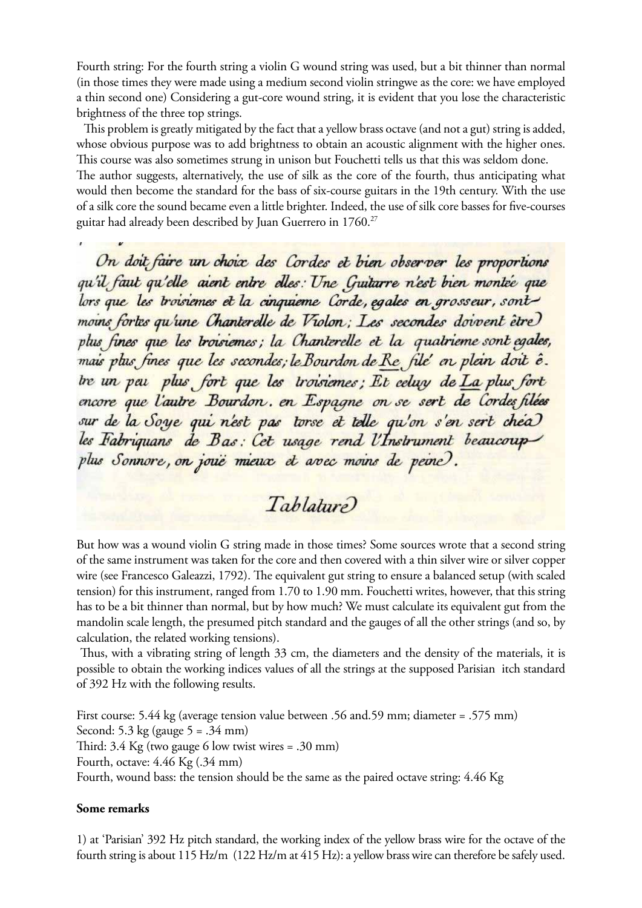Fourth string: For the fourth string a violin G wound string was used, but a bit thinner than normal (in those times they were made using a medium second violin stringwe as the core: we have employed a thin second one) Considering a gut-core wound string, it is evident that you lose the characteristic brightness of the three top strings.

This problem is greatly mitigated by the fact that a yellow brass octave (and not a gut) string is added, whose obvious purpose was to add brightness to obtain an acoustic alignment with the higher ones. This course was also sometimes strung in unison but Fouchetti tells us that this was seldom done.
The author suggests, alternatively, the use of silk as the core of the fourth, thus anticipating what would then become the standard for the bass of six-course guitars in the 19th century. With the use of a silk core the sound became even a little brighter. Indeed, the use of silk core basses for five-courses guitar had already been described by Juan Guerrero in 1760.[27]

*On doit faire un choix des Cordes et bien observer les proportions qu'il faut qu'elle aient entre elles: Une Guitarre n'est bien montée que lors que les troisiemes et la cinquieme Corde, egales en grosseur, sont moins fortes qu'une Chanterelle de Violon; Les secondes doivent être plus fines que les troisiemes; la Chanterelle et la quatrieme sont egales, mais plus fines que les secondes; le Bourdon de Re filé en plain doit être un peu plus fort que les troisiemes; Et celuy de La plus fort encore que l'autre Bourdon. en Espagne on se sert de Cordes filées sur de la Soye qui n'est pas torse et telle qu'on s'en sert chéz les Fabriquans de Bas: Cet usage rend l'Instrument beaucoup plus Sonnore, on jouë mieux et avec moins de peine.*

*Tablature*

But how was a wound violin G string made in those times? Some sources wrote that a second string of the same instrument was taken for the core and then covered with a thin silver wire or silver copper wire (see Francesco Galeazzi, 1792). The equivalent gut string to ensure a balanced setup (with scaled tension) for this instrument, ranged from 1.70 to 1.90 mm. Fouchetti writes, however, that this string has to be a bit thinner than normal, but by how much? We must calculate its equivalent gut from the mandolin scale length, the presumed pitch standard and the gauges of all the other strings (and so, by calculation, the related working tensions).

Thus, with a vibrating string of length 33 cm, the diameters and the density of the materials, it is possible to obtain the working indices values of all the strings at the supposed Parisian itch standard of 392 Hz with the following results.

First course: 5.44 kg (average tension value between .56 and.59 mm; diameter = .575 mm)
Second: 5.3 kg (gauge 5 = .34 mm)
Third: 3.4 Kg (two gauge 6 low twist wires = .30 mm)
Fourth, octave: 4.46 Kg (.34 mm)
Fourth, wound bass: the tension should be the same as the paired octave string: 4.46 Kg

**Some remarks**

1) at 'Parisian' 392 Hz pitch standard, the working index of the yellow brass wire for the octave of the fourth string is about 115 Hz/m (122 Hz/m at 415 Hz): a yellow brass wire can therefore be safely used.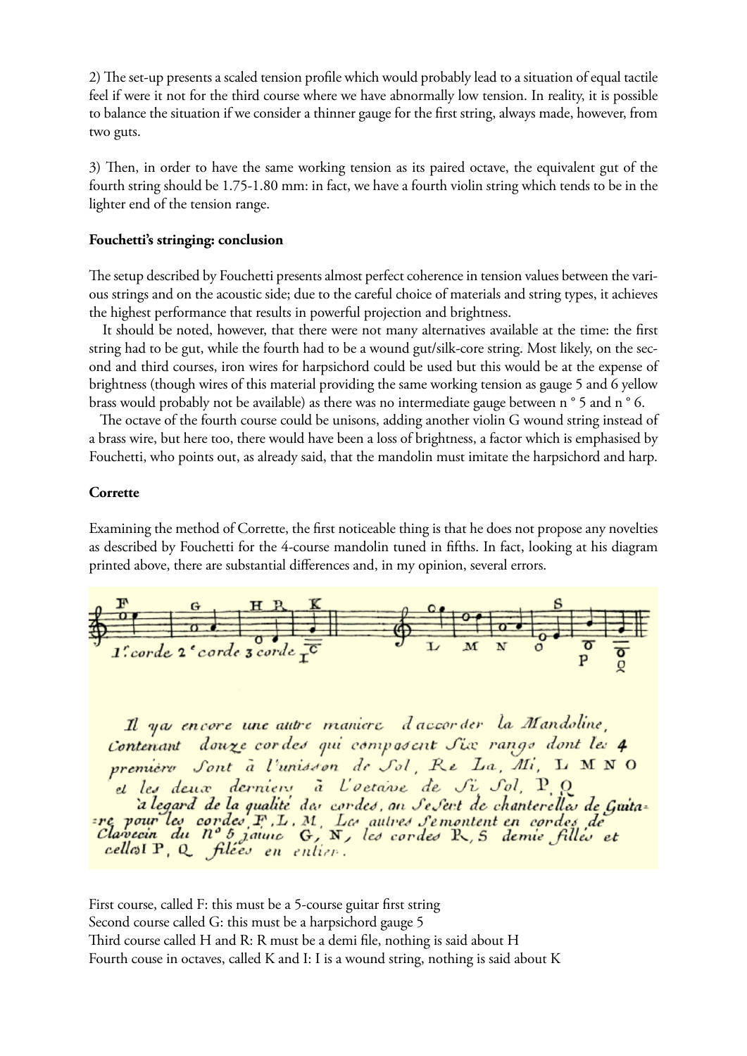2) The set-up presents a scaled tension profile which would probably lead to a situation of equal tactile feel if were it not for the third course where we have abnormally low tension. In reality, it is possible to balance the situation if we consider a thinner gauge for the first string, always made, however, from two guts.

3) Then, in order to have the same working tension as its paired octave, the equivalent gut of the fourth string should be 1.75-1.80 mm: in fact, we have a fourth violin string which tends to be in the lighter end of the tension range.

**Fouchetti's stringing: conclusion**

The setup described by Fouchetti presents almost perfect coherence in tension values between the various strings and on the acoustic side; due to the careful choice of materials and string types, it achieves the highest performance that results in powerful projection and brightness.

It should be noted, however, that there were not many alternatives available at the time: the first string had to be gut, while the fourth had to be a wound gut/silk-core string. Most likely, on the second and third courses, iron wires for harpsichord could be used but this would be at the expense of brightness (though wires of this material providing the same working tension as gauge 5 and 6 yellow brass would probably not be available) as there was no intermediate gauge between n ° 5 and n ° 6.

The octave of the fourth course could be unisons, adding another violin G wound string instead of a brass wire, but here too, there would have been a loss of brightness, a factor which is emphasised by Fouchetti, who points out, as already said, that the mandolin must imitate the harpsichord and harp.

**Corrette**

Examining the method of Corrette, the first noticeable thing is that he does not propose any novelties as described by Fouchetti for the 4-course mandolin tuned in fifths. In fact, looking at his diagram printed above, there are substantial differences and, in my opinion, several errors.

F G H R K — 1.re corde 2.e corde 3 corde I C — L M N O P Q

*Il y a encore une autre maniere d'accorder la Mandoline, Contenant douze cordes qui composent Six rangs dont les 4 premiers Sont à l'unisson de Sol, Re La, Mi, L M N O et les deux derniers à l'octave de Si Sol, P, Q*

*à legard de la qualité des cordes, on Se Sert de chanterelles de Guitare pour les cordes F, L, M, Les autres Se montent en cordes de Clavecin du N° 5 jaune G, N, les cordes R, S demie filées et celles I P, Q filées en entier.*

First course, called F: this must be a 5-course guitar first string
Second course called G: this must be a harpsichord gauge 5
Third course called H and R: R must be a demi filé, nothing is said about H
Fourth couse in octaves, called K and I: I is a wound string, nothing is said about K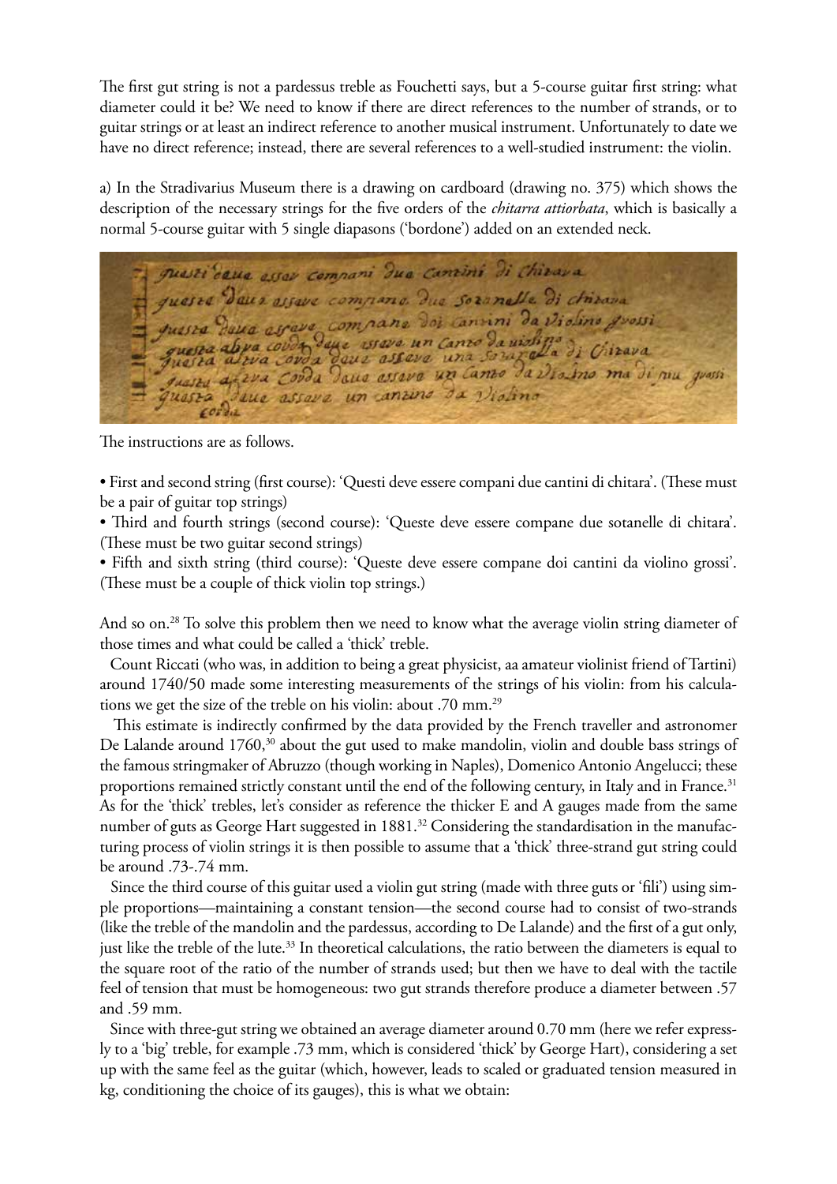The first gut string is not a pardessus treble as Fouchetti says, but a 5-course guitar first string: what diameter could it be? We need to know if there are direct references to the number of strands, or to guitar strings or at least an indirect reference to another musical instrument. Unfortunately to date we have no direct reference; instead, there are several references to a well-studied instrument: the violin.

a) In the Stradivarius Museum there is a drawing on cardboard (drawing no. 375) which shows the description of the necessary strings for the five orders of the *chitarra attiorbata*, which is basically a normal 5-course guitar with 5 single diapasons ('bordone') added on an extended neck.

The instructions are as follows.

- First and second string (first course): 'Questi deve essere compani due cantini di chitara'. (These must be a pair of guitar top strings)
- Third and fourth strings (second course): 'Queste deve essere compane due sotanelle di chitara'. (These must be two guitar second strings)
- Fifth and sixth string (third course): 'Queste deve essere compane doi cantini da violino grossi'. (These must be a couple of thick violin top strings.)

And so on.[28] To solve this problem then we need to know what the average violin string diameter of those times and what could be called a 'thick' treble.

Count Riccati (who was, in addition to being a great physicist, aa amateur violinist friend of Tartini) around 1740/50 made some interesting measurements of the strings of his violin: from his calculations we get the size of the treble on his violin: about .70 mm.[29]

This estimate is indirectly confirmed by the data provided by the French traveller and astronomer De Lalande around 1760,[30] about the gut used to make mandolin, violin and double bass strings of the famous stringmaker of Abruzzo (though working in Naples), Domenico Antonio Angelucci; these proportions remained strictly constant until the end of the following century, in Italy and in France.[31] As for the 'thick' trebles, let's consider as reference the thicker E and A gauges made from the same number of guts as George Hart suggested in 1881.[32] Considering the standardisation in the manufacturing process of violin strings it is then possible to assume that a 'thick' three-strand gut string could be around .73-.74 mm.

Since the third course of this guitar used a violin gut string (made with three guts or 'fili') using simple proportions—maintaining a constant tension—the second course had to consist of two-strands (like the treble of the mandolin and the pardessus, according to De Lalande) and the first of a gut only, just like the treble of the lute.[33] In theoretical calculations, the ratio between the diameters is equal to the square root of the ratio of the number of strands used; but then we have to deal with the tactile feel of tension that must be homogeneous: two gut strands therefore produce a diameter between .57 and .59 mm.

Since with three-gut string we obtained an average diameter around 0.70 mm (here we refer expressly to a 'big' treble, for example .73 mm, which is considered 'thick' by George Hart), considering a set up with the same feel as the guitar (which, however, leads to scaled or graduated tension measured in kg, conditioning the choice of its gauges), this is what we obtain: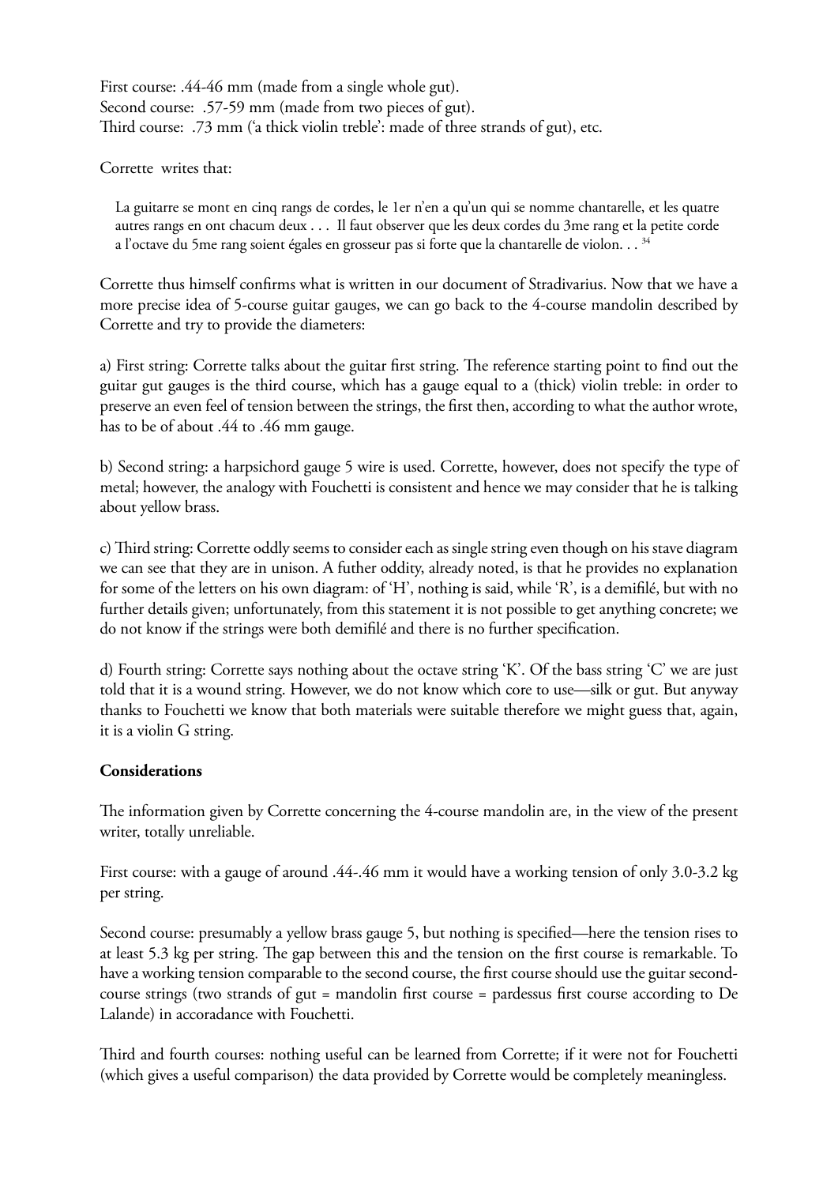First course: .44-46 mm (made from a single whole gut).
Second course: .57-59 mm (made from two pieces of gut).
Third course: .73 mm ('a thick violin treble': made of three strands of gut), etc.

Corrette writes that:

> La guitarre se mont en cinq rangs de cordes, le 1er n'en a qu'un qui se nomme chantarelle, et les quatre autres rangs en ont chacum deux . . . Il faut observer que les deux cordes du 3me rang et la petite corde a l'octave du 5me rang soient égales en grosseur pas si forte que la chantarelle de violon. . . [34]

Corrette thus himself confirms what is written in our document of Stradivarius. Now that we have a more precise idea of 5-course guitar gauges, we can go back to the 4-course mandolin described by Corrette and try to provide the diameters:

a) First string: Corrette talks about the guitar first string. The reference starting point to find out the guitar gut gauges is the third course, which has a gauge equal to a (thick) violin treble: in order to preserve an even feel of tension between the strings, the first then, according to what the author wrote, has to be of about .44 to .46 mm gauge.

b) Second string: a harpsichord gauge 5 wire is used. Corrette, however, does not specify the type of metal; however, the analogy with Fouchetti is consistent and hence we may consider that he is talking about yellow brass.

c) Third string: Corrette oddly seems to consider each as single string even though on his stave diagram we can see that they are in unison. A futher oddity, already noted, is that he provides no explanation for some of the letters on his own diagram: of 'H', nothing is said, while 'R', is a demifilé, but with no further details given; unfortunately, from this statement it is not possible to get anything concrete; we do not know if the strings were both demifilé and there is no further specification.

d) Fourth string: Corrette says nothing about the octave string 'K'. Of the bass string 'C' we are just told that it is a wound string. However, we do not know which core to use—silk or gut. But anyway thanks to Fouchetti we know that both materials were suitable therefore we might guess that, again, it is a violin G string.

**Considerations**

The information given by Corrette concerning the 4-course mandolin are, in the view of the present writer, totally unreliable.

First course: with a gauge of around .44-.46 mm it would have a working tension of only 3.0-3.2 kg per string.

Second course: presumably a yellow brass gauge 5, but nothing is specified—here the tension rises to at least 5.3 kg per string. The gap between this and the tension on the first course is remarkable. To have a working tension comparable to the second course, the first course should use the guitar second-course strings (two strands of gut = mandolin first course = pardessus first course according to De Lalande) in accoradance with Fouchetti.

Third and fourth courses: nothing useful can be learned from Corrette; if it were not for Fouchetti (which gives a useful comparison) the data provided by Corrette would be completely meaningless.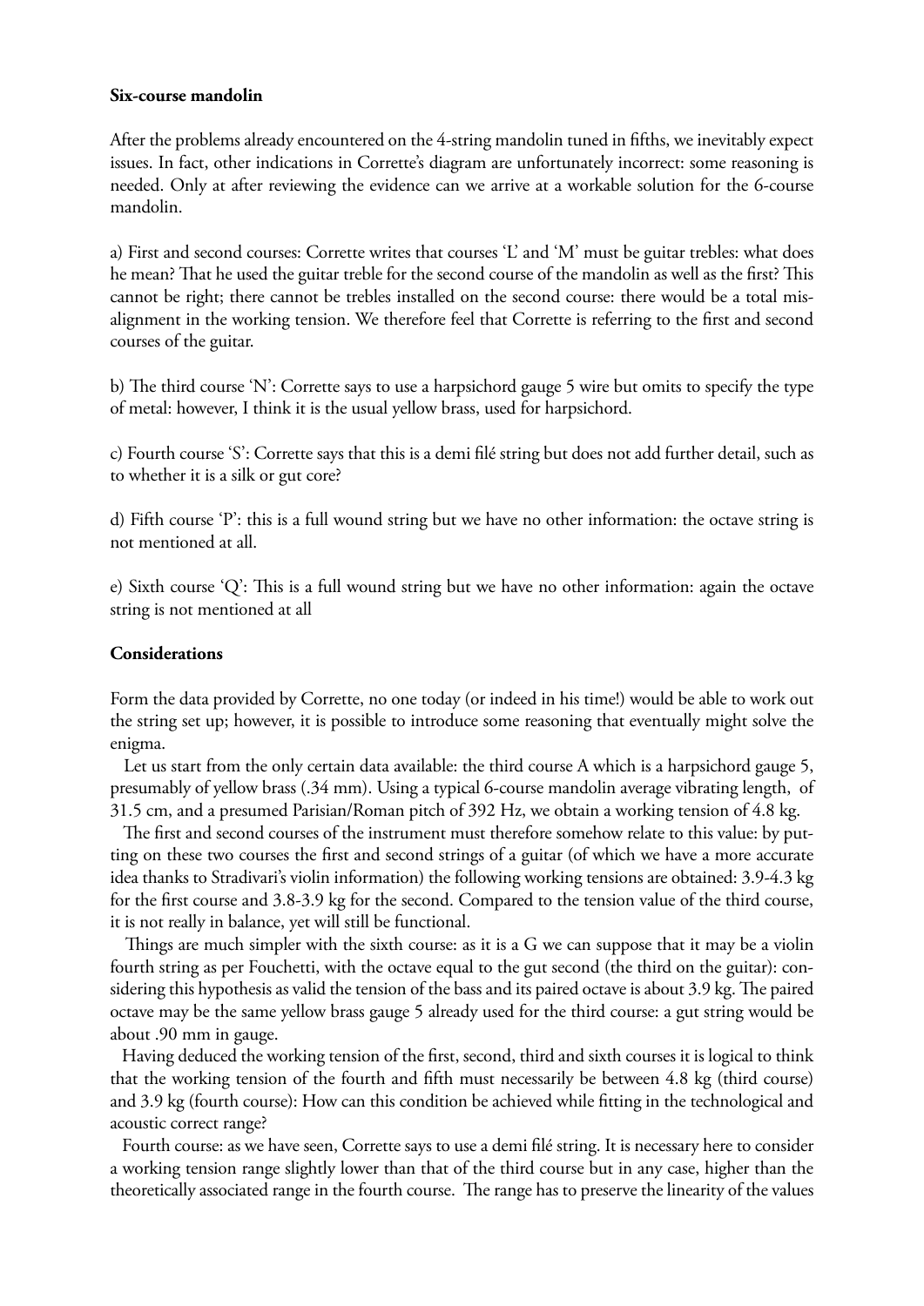**Six-course mandolin**

After the problems already encountered on the 4-string mandolin tuned in fifths, we inevitably expect issues. In fact, other indications in Corrette's diagram are unfortunately incorrect: some reasoning is needed. Only at after reviewing the evidence can we arrive at a workable solution for the 6-course mandolin.

a) First and second courses: Corrette writes that courses 'L' and 'M' must be guitar trebles: what does he mean? That he used the guitar treble for the second course of the mandolin as well as the first? This cannot be right; there cannot be trebles installed on the second course: there would be a total misalignment in the working tension. We therefore feel that Corrette is referring to the first and second courses of the guitar.

b) The third course 'N': Corrette says to use a harpsichord gauge 5 wire but omits to specify the type of metal: however, I think it is the usual yellow brass, used for harpsichord.

c) Fourth course 'S': Corrette says that this is a demi filé string but does not add further detail, such as to whether it is a silk or gut core?

d) Fifth course 'P': this is a full wound string but we have no other information: the octave string is not mentioned at all.

e) Sixth course 'Q': This is a full wound string but we have no other information: again the octave string is not mentioned at all

**Considerations**

Form the data provided by Corrette, no one today (or indeed in his time!) would be able to work out the string set up; however, it is possible to introduce some reasoning that eventually might solve the enigma.

Let us start from the only certain data available: the third course A which is a harpsichord gauge 5, presumably of yellow brass (.34 mm). Using a typical 6-course mandolin average vibrating length, of 31.5 cm, and a presumed Parisian/Roman pitch of 392 Hz, we obtain a working tension of 4.8 kg.

The first and second courses of the instrument must therefore somehow relate to this value: by putting on these two courses the first and second strings of a guitar (of which we have a more accurate idea thanks to Stradivari's violin information) the following working tensions are obtained: 3.9-4.3 kg for the first course and 3.8-3.9 kg for the second. Compared to the tension value of the third course, it is not really in balance, yet will still be functional.

Things are much simpler with the sixth course: as it is a G we can suppose that it may be a violin fourth string as per Fouchetti, with the octave equal to the gut second (the third on the guitar): considering this hypothesis as valid the tension of the bass and its paired octave is about 3.9 kg. The paired octave may be the same yellow brass gauge 5 already used for the third course: a gut string would be about .90 mm in gauge.

Having deduced the working tension of the first, second, third and sixth courses it is logical to think that the working tension of the fourth and fifth must necessarily be between 4.8 kg (third course) and 3.9 kg (fourth course): How can this condition be achieved while fitting in the technological and acoustic correct range?

Fourth course: as we have seen, Corrette says to use a demi filé string. It is necessary here to consider a working tension range slightly lower than that of the third course but in any case, higher than the theoretically associated range in the fourth course. The range has to preserve the linearity of the values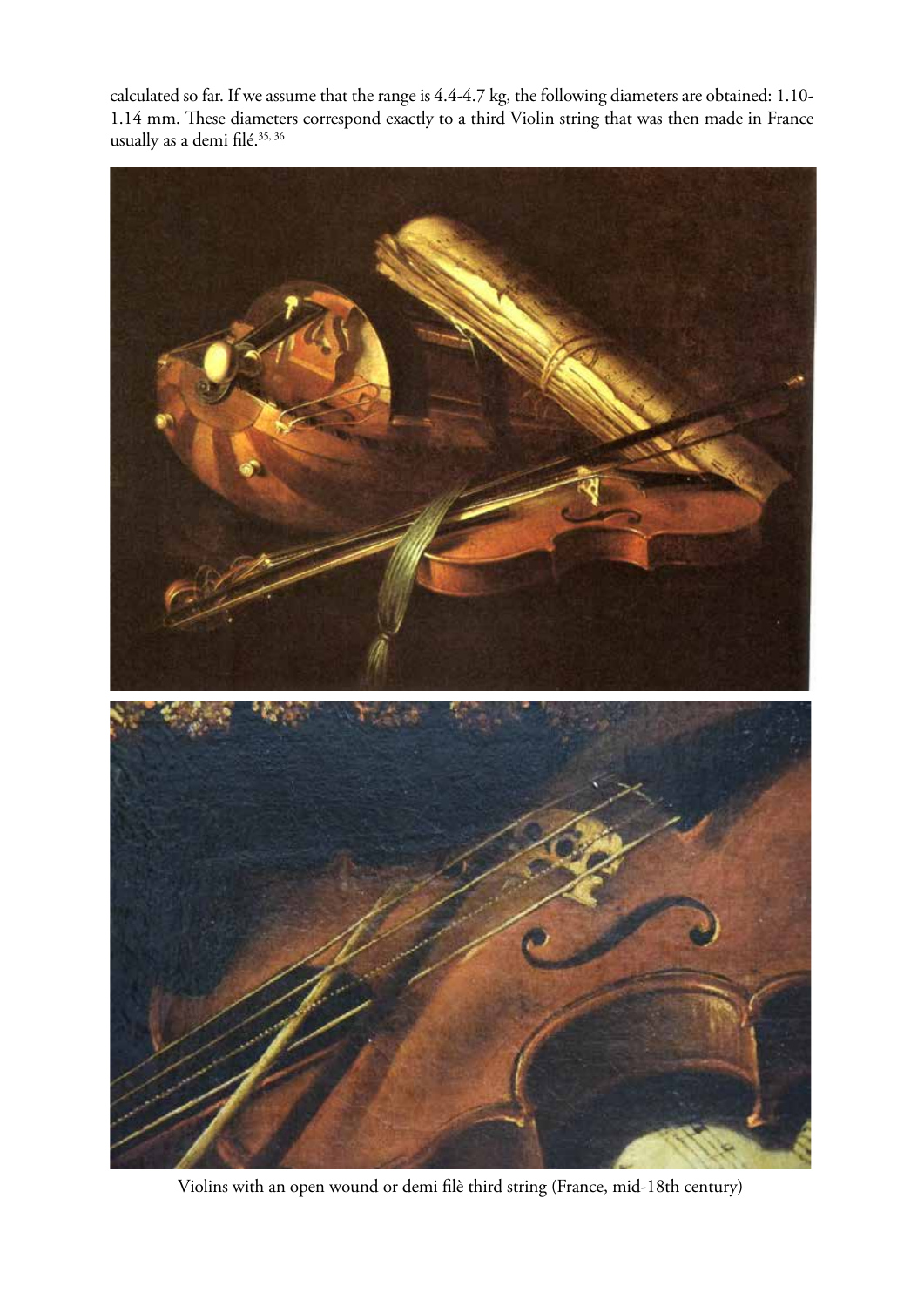calculated so far. If we assume that the range is 4.4-4.7 kg, the following diameters are obtained: 1.10-1.14 mm. These diameters correspond exactly to a third Violin string that was then made in France usually as a demi filé.[35, 36]

Violins with an open wound or demi filè third string (France, mid-18th century)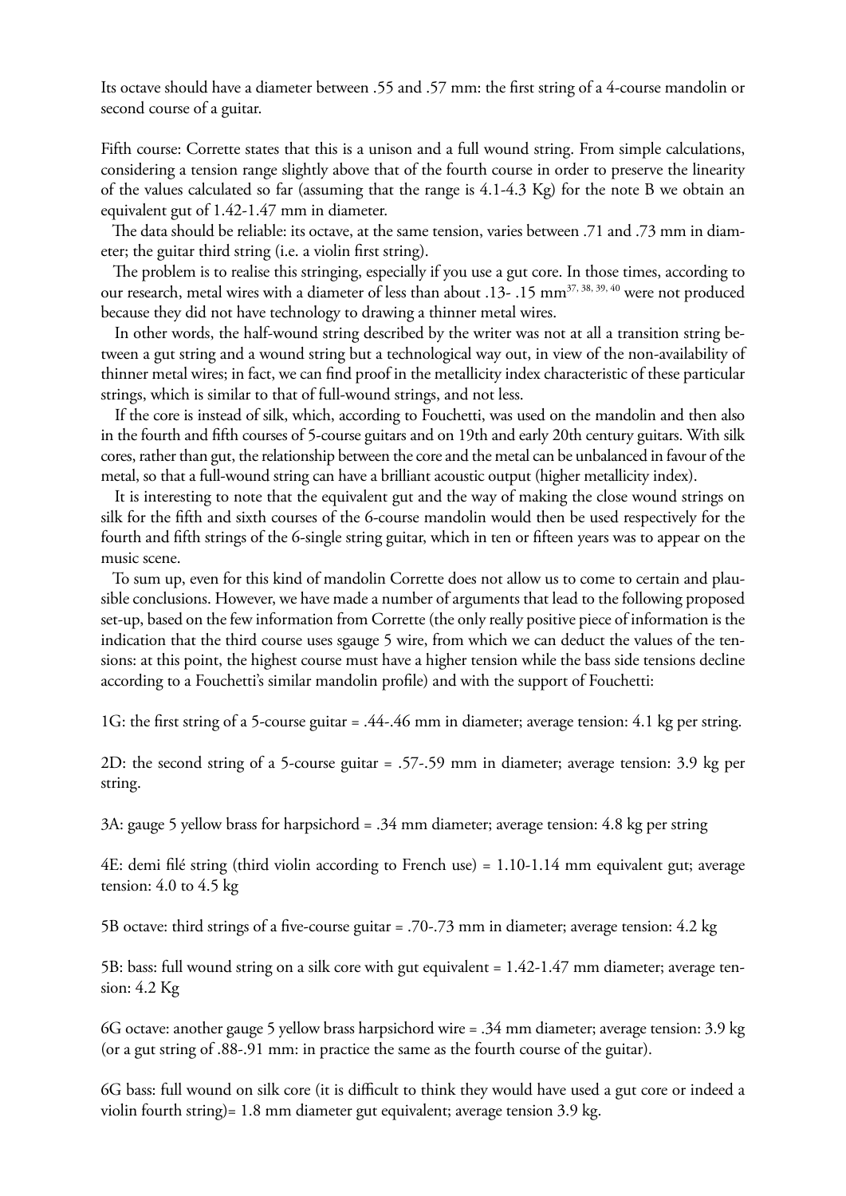Its octave should have a diameter between .55 and .57 mm: the first string of a 4-course mandolin or second course of a guitar.

Fifth course: Corrette states that this is a unison and a full wound string. From simple calculations, considering a tension range slightly above that of the fourth course in order to preserve the linearity of the values calculated so far (assuming that the range is 4.1-4.3 Kg) for the note B we obtain an equivalent gut of 1.42-1.47 mm in diameter.

The data should be reliable: its octave, at the same tension, varies between .71 and .73 mm in diameter; the guitar third string (i.e. a violin first string).

The problem is to realise this stringing, especially if you use a gut core. In those times, according to our research, metal wires with a diameter of less than about .13- .15 mm[37, 38, 39, 40] were not produced because they did not have technology to drawing a thinner metal wires.

In other words, the half-wound string described by the writer was not at all a transition string between a gut string and a wound string but a technological way out, in view of the non-availability of thinner metal wires; in fact, we can find proof in the metallicity index characteristic of these particular strings, which is similar to that of full-wound strings, and not less.

If the core is instead of silk, which, according to Fouchetti, was used on the mandolin and then also in the fourth and fifth courses of 5-course guitars and on 19th and early 20th century guitars. With silk cores, rather than gut, the relationship between the core and the metal can be unbalanced in favour of the metal, so that a full-wound string can have a brilliant acoustic output (higher metallicity index).

It is interesting to note that the equivalent gut and the way of making the close wound strings on silk for the fifth and sixth courses of the 6-course mandolin would then be used respectively for the fourth and fifth strings of the 6-single string guitar, which in ten or fifteen years was to appear on the music scene.

To sum up, even for this kind of mandolin Corrette does not allow us to come to certain and plausible conclusions. However, we have made a number of arguments that lead to the following proposed set-up, based on the few information from Corrette (the only really positive piece of information is the indication that the third course uses sgauge 5 wire, from which we can deduct the values of the tensions: at this point, the highest course must have a higher tension while the bass side tensions decline according to a Fouchetti's similar mandolin profile) and with the support of Fouchetti:

1G: the first string of a 5-course guitar = .44-.46 mm in diameter; average tension: 4.1 kg per string.

2D: the second string of a 5-course guitar = .57-.59 mm in diameter; average tension: 3.9 kg per string.

3A: gauge 5 yellow brass for harpsichord = .34 mm diameter; average tension: 4.8 kg per string

4E: demi filé string (third violin according to French use) = 1.10-1.14 mm equivalent gut; average tension: 4.0 to 4.5 kg

5B octave: third strings of a five-course guitar = .70-.73 mm in diameter; average tension: 4.2 kg

5B: bass: full wound string on a silk core with gut equivalent = 1.42-1.47 mm diameter; average tension: 4.2 Kg

6G octave: another gauge 5 yellow brass harpsichord wire = .34 mm diameter; average tension: 3.9 kg (or a gut string of .88-.91 mm: in practice the same as the fourth course of the guitar).

6G bass: full wound on silk core (it is difficult to think they would have used a gut core or indeed a violin fourth string)= 1.8 mm diameter gut equivalent; average tension 3.9 kg.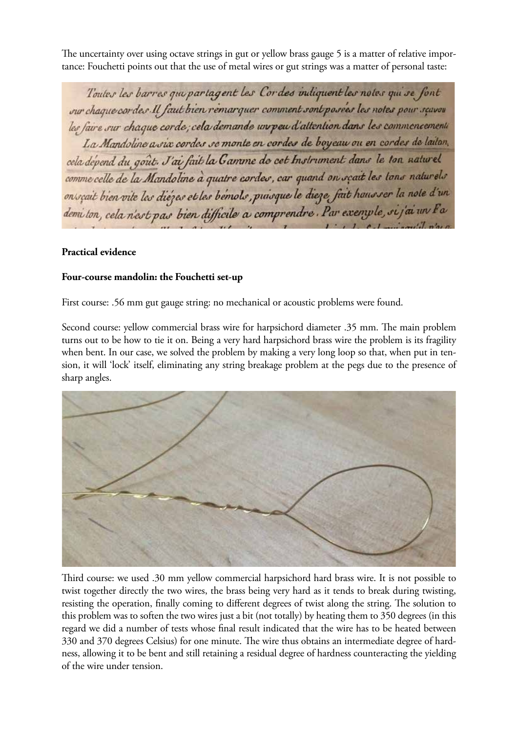The uncertainty over using octave strings in gut or yellow brass gauge 5 is a matter of relative importance: Fouchetti points out that the use of metal wires or gut strings was a matter of personal taste:

> Toutes les barres qui partagent les Cordes indiquent les notes qui se font sur chaque cordes. Il faut bien remarquer comment sont posées les notes pour sçavoir les faire sur chaque corde; cela demande un peu d'attention dans les commencements.
> La Mandoline a six cordes se monte en cordes de boyeau ou en cordes de laiton, cela dépend du goût. J'ai fait la Gamme de cet Instrument dans le ton naturel comme celle de la Mandoline à quatre cordes, car quand on sçait les tons naturels on sçait bien vite les diézes et les bémols, puisque le dieze fait hausser la note d'un demi ton, cela n'est pas bien difficile a comprendre. Par exemple, si j'ai un Fa

**Practical evidence**

**Four-course mandolin: the Fouchetti set-up**

First course: .56 mm gut gauge string: no mechanical or acoustic problems were found.

Second course: yellow commercial brass wire for harpsichord diameter .35 mm. The main problem turns out to be how to tie it on. Being a very hard harpsichord brass wire the problem is its fragility when bent. In our case, we solved the problem by making a very long loop so that, when put in tension, it will 'lock' itself, eliminating any string breakage problem at the pegs due to the presence of sharp angles.

Third course: we used .30 mm yellow commercial harpsichord hard brass wire. It is not possible to twist together directly the two wires, the brass being very hard as it tends to break during twisting, resisting the operation, finally coming to different degrees of twist along the string. The solution to this problem was to soften the two wires just a bit (not totally) by heating them to 350 degrees (in this regard we did a number of tests whose final result indicated that the wire has to be heated between 330 and 370 degrees Celsius) for one minute. The wire thus obtains an intermediate degree of hardness, allowing it to be bent and still retaining a residual degree of hardness counteracting the yielding of the wire under tension.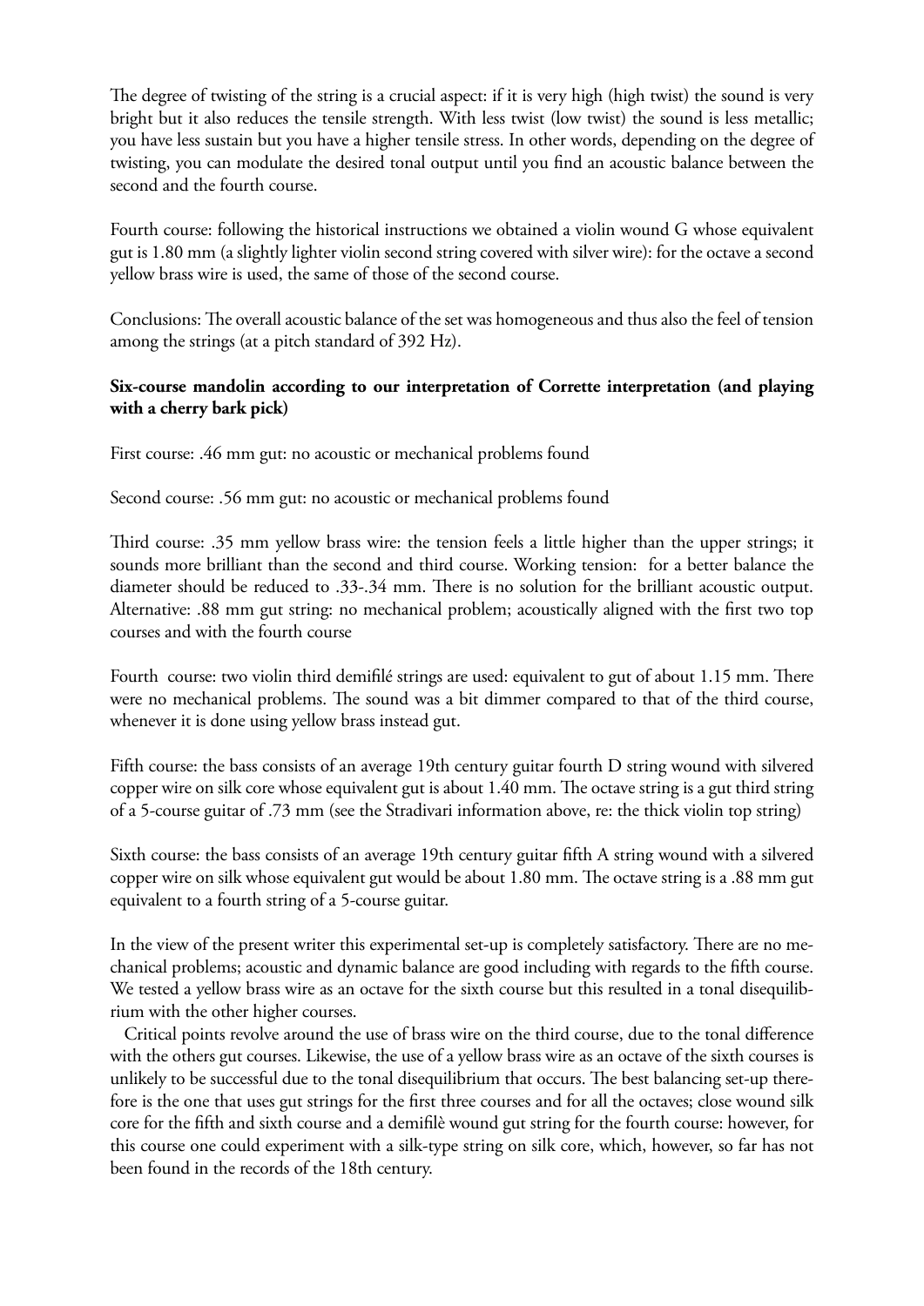The degree of twisting of the string is a crucial aspect: if it is very high (high twist) the sound is very bright but it also reduces the tensile strength. With less twist (low twist) the sound is less metallic; you have less sustain but you have a higher tensile stress. In other words, depending on the degree of twisting, you can modulate the desired tonal output until you find an acoustic balance between the second and the fourth course.

Fourth course: following the historical instructions we obtained a violin wound G whose equivalent gut is 1.80 mm (a slightly lighter violin second string covered with silver wire): for the octave a second yellow brass wire is used, the same of those of the second course.

Conclusions: The overall acoustic balance of the set was homogeneous and thus also the feel of tension among the strings (at a pitch standard of 392 Hz).

**Six-course mandolin according to our interpretation of Corrette interpretation (and playing with a cherry bark pick)**

First course: .46 mm gut: no acoustic or mechanical problems found

Second course: .56 mm gut: no acoustic or mechanical problems found

Third course: .35 mm yellow brass wire: the tension feels a little higher than the upper strings; it sounds more brilliant than the second and third course. Working tension: for a better balance the diameter should be reduced to .33-.34 mm. There is no solution for the brilliant acoustic output. Alternative: .88 mm gut string: no mechanical problem; acoustically aligned with the first two top courses and with the fourth course

Fourth course: two violin third demifilé strings are used: equivalent to gut of about 1.15 mm. There were no mechanical problems. The sound was a bit dimmer compared to that of the third course, whenever it is done using yellow brass instead gut.

Fifth course: the bass consists of an average 19th century guitar fourth D string wound with silvered copper wire on silk core whose equivalent gut is about 1.40 mm. The octave string is a gut third string of a 5-course guitar of .73 mm (see the Stradivari information above, re: the thick violin top string)

Sixth course: the bass consists of an average 19th century guitar fifth A string wound with a silvered copper wire on silk whose equivalent gut would be about 1.80 mm. The octave string is a .88 mm gut equivalent to a fourth string of a 5-course guitar.

In the view of the present writer this experimental set-up is completely satisfactory. There are no mechanical problems; acoustic and dynamic balance are good including with regards to the fifth course. We tested a yellow brass wire as an octave for the sixth course but this resulted in a tonal disequilibrium with the other higher courses.

Critical points revolve around the use of brass wire on the third course, due to the tonal difference with the others gut courses. Likewise, the use of a yellow brass wire as an octave of the sixth courses is unlikely to be successful due to the tonal disequilibrium that occurs. The best balancing set-up therefore is the one that uses gut strings for the first three courses and for all the octaves; close wound silk core for the fifth and sixth course and a demifilè wound gut string for the fourth course: however, for this course one could experiment with a silk-type string on silk core, which, however, so far has not been found in the records of the 18th century.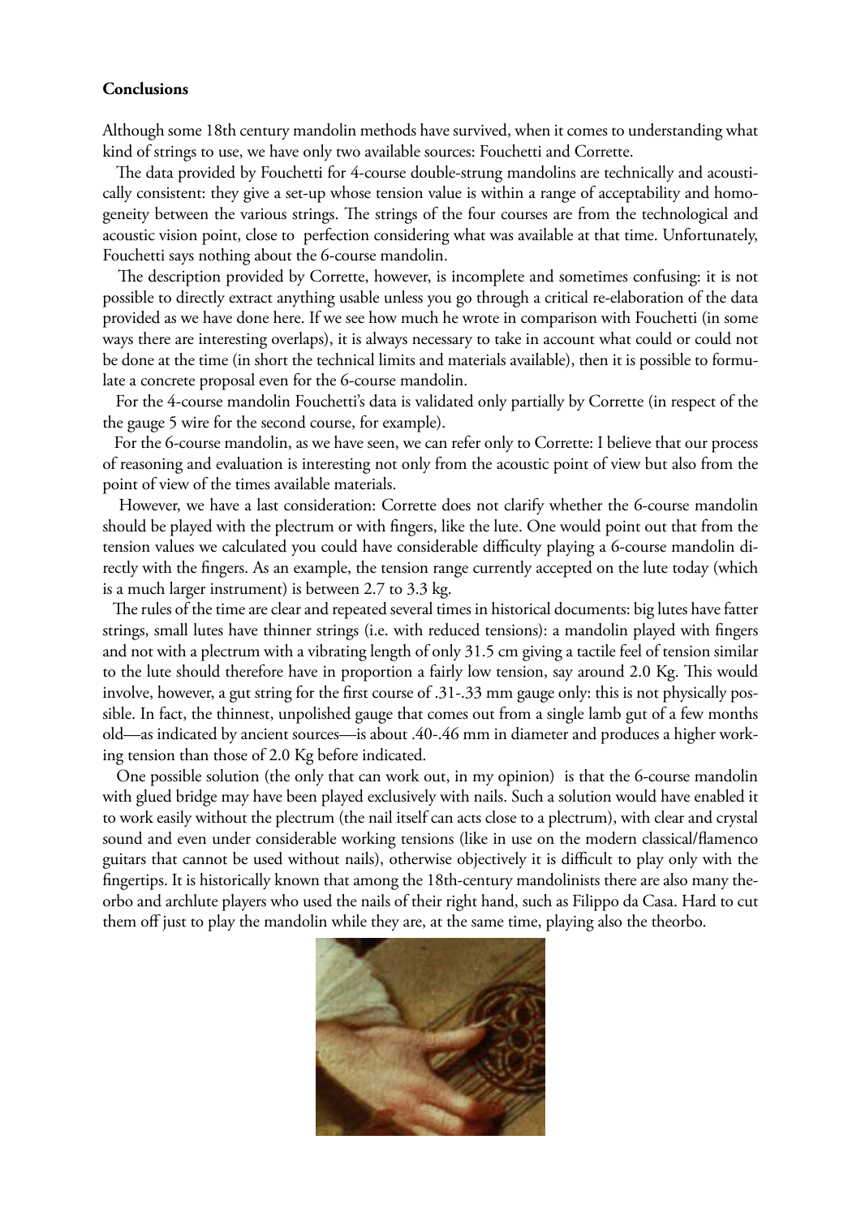**Conclusions**

Although some 18th century mandolin methods have survived, when it comes to understanding what kind of strings to use, we have only two available sources: Fouchetti and Corrette.

The data provided by Fouchetti for 4-course double-strung mandolins are technically and acoustically consistent: they give a set-up whose tension value is within a range of acceptability and homogeneity between the various strings. The strings of the four courses are from the technological and acoustic vision point, close to perfection considering what was available at that time. Unfortunately, Fouchetti says nothing about the 6-course mandolin.

The description provided by Corrette, however, is incomplete and sometimes confusing: it is not possible to directly extract anything usable unless you go through a critical re-elaboration of the data provided as we have done here. If we see how much he wrote in comparison with Fouchetti (in some ways there are interesting overlaps), it is always necessary to take in account what could or could not be done at the time (in short the technical limits and materials available), then it is possible to formulate a concrete proposal even for the 6-course mandolin.

For the 4-course mandolin Fouchetti's data is validated only partially by Corrette (in respect of the the gauge 5 wire for the second course, for example).

For the 6-course mandolin, as we have seen, we can refer only to Corrette: I believe that our process of reasoning and evaluation is interesting not only from the acoustic point of view but also from the point of view of the times available materials.

However, we have a last consideration: Corrette does not clarify whether the 6-course mandolin should be played with the plectrum or with fingers, like the lute. One would point out that from the tension values we calculated you could have considerable difficulty playing a 6-course mandolin directly with the fingers. As an example, the tension range currently accepted on the lute today (which is a much larger instrument) is between 2.7 to 3.3 kg.

The rules of the time are clear and repeated several times in historical documents: big lutes have fatter strings, small lutes have thinner strings (i.e. with reduced tensions): a mandolin played with fingers and not with a plectrum with a vibrating length of only 31.5 cm giving a tactile feel of tension similar to the lute should therefore have in proportion a fairly low tension, say around 2.0 Kg. This would involve, however, a gut string for the first course of .31-.33 mm gauge only: this is not physically possible. In fact, the thinnest, unpolished gauge that comes out from a single lamb gut of a few months old—as indicated by ancient sources—is about .40-.46 mm in diameter and produces a higher working tension than those of 2.0 Kg before indicated.

One possible solution (the only that can work out, in my opinion) is that the 6-course mandolin with glued bridge may have been played exclusively with nails. Such a solution would have enabled it to work easily without the plectrum (the nail itself can acts close to a plectrum), with clear and crystal sound and even under considerable working tensions (like in use on the modern classical/flamenco guitars that cannot be used without nails), otherwise objectively it is difficult to play only with the fingertips. It is historically known that among the 18th-century mandolinists there are also many theorbo and archlute players who used the nails of their right hand, such as Filippo da Casa. Hard to cut them off just to play the mandolin while they are, at the same time, playing also the theorbo.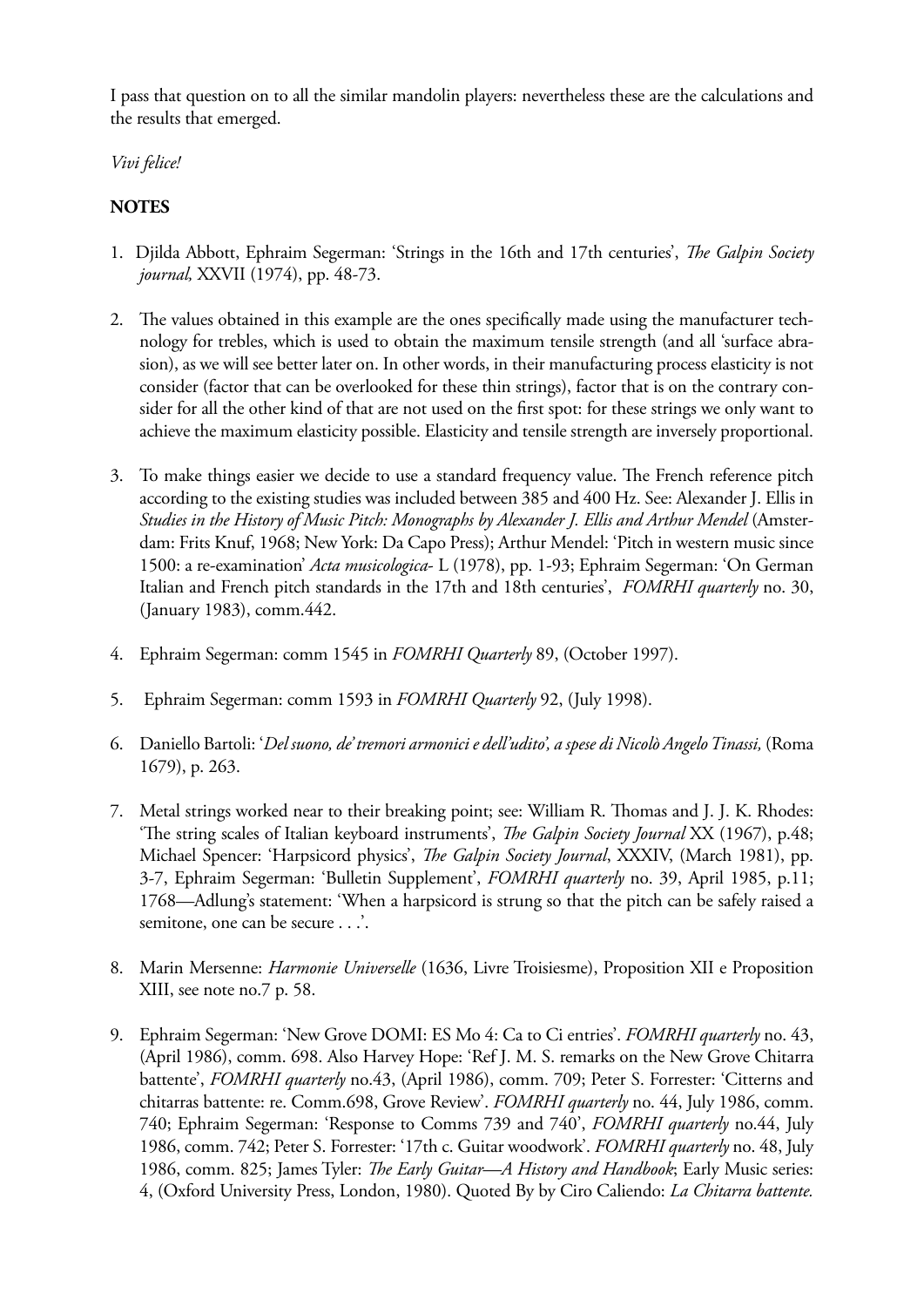I pass that question on to all the similar mandolin players: nevertheless these are the calculations and the results that emerged.

*Vivi felice!*

**NOTES**

1. Djilda Abbott, Ephraim Segerman: 'Strings in the 16th and 17th centuries', *The Galpin Society journal,* XXVII (1974), pp. 48-73.

2. The values obtained in this example are the ones specifically made using the manufacturer technology for trebles, which is used to obtain the maximum tensile strength (and all 'surface abrasion), as we will see better later on. In other words, in their manufacturing process elasticity is not consider (factor that can be overlooked for these thin strings), factor that is on the contrary consider for all the other kind of that are not used on the first spot: for these strings we only want to achieve the maximum elasticity possible. Elasticity and tensile strength are inversely proportional.

3. To make things easier we decide to use a standard frequency value. The French reference pitch according to the existing studies was included between 385 and 400 Hz. See: Alexander J. Ellis in *Studies in the History of Music Pitch: Monographs by Alexander J. Ellis and Arthur Mendel* (Amsterdam: Frits Knuf, 1968; New York: Da Capo Press); Arthur Mendel: 'Pitch in western music since 1500: a re-examination' *Acta musicologica-* L (1978), pp. 1-93; Ephraim Segerman: 'On German Italian and French pitch standards in the 17th and 18th centuries', *FOMRHI quarterly* no. 30, (January 1983), comm.442.

4. Ephraim Segerman: comm 1545 in *FOMRHI Quarterly* 89, (October 1997).

5. Ephraim Segerman: comm 1593 in *FOMRHI Quarterly* 92, (July 1998).

6. Daniello Bartoli: '*Del suono, de' tremori armonici e dell'udito', a spese di Nicolò Angelo Tinassi,* (Roma 1679), p. 263.

7. Metal strings worked near to their breaking point; see: William R. Thomas and J. J. K. Rhodes: 'The string scales of Italian keyboard instruments', *The Galpin Society Journal* XX (1967), p.48; Michael Spencer: 'Harpsicord physics', *The Galpin Society Journal*, XXXIV, (March 1981), pp. 3-7, Ephraim Segerman: 'Bulletin Supplement', *FOMRHI quarterly* no. 39, April 1985, p.11; 1768—Adlung's statement: 'When a harpsicord is strung so that the pitch can be safely raised a semitone, one can be secure . . .'.

8. Marin Mersenne: *Harmonie Universelle* (1636, Livre Troisiesme), Proposition XII e Proposition XIII, see note no.7 p. 58.

9. Ephraim Segerman: 'New Grove DOMI: ES Mo 4: Ca to Ci entries'. *FOMRHI quarterly* no. 43, (April 1986), comm. 698. Also Harvey Hope: 'Ref J. M. S. remarks on the New Grove Chitarra battente', *FOMRHI quarterly* no.43, (April 1986), comm. 709; Peter S. Forrester: 'Citterns and chitarras battente: re. Comm.698, Grove Review'. *FOMRHI quarterly* no. 44, July 1986, comm. 740; Ephraim Segerman: 'Response to Comms 739 and 740', *FOMRHI quarterly* no.44, July 1986, comm. 742; Peter S. Forrester: '17th c. Guitar woodwork'. *FOMRHI quarterly* no. 48, July 1986, comm. 825; James Tyler: *The Early Guitar—A History and Handbook*; Early Music series: 4, (Oxford University Press, London, 1980). Quoted By by Ciro Caliendo: *La Chitarra battente.*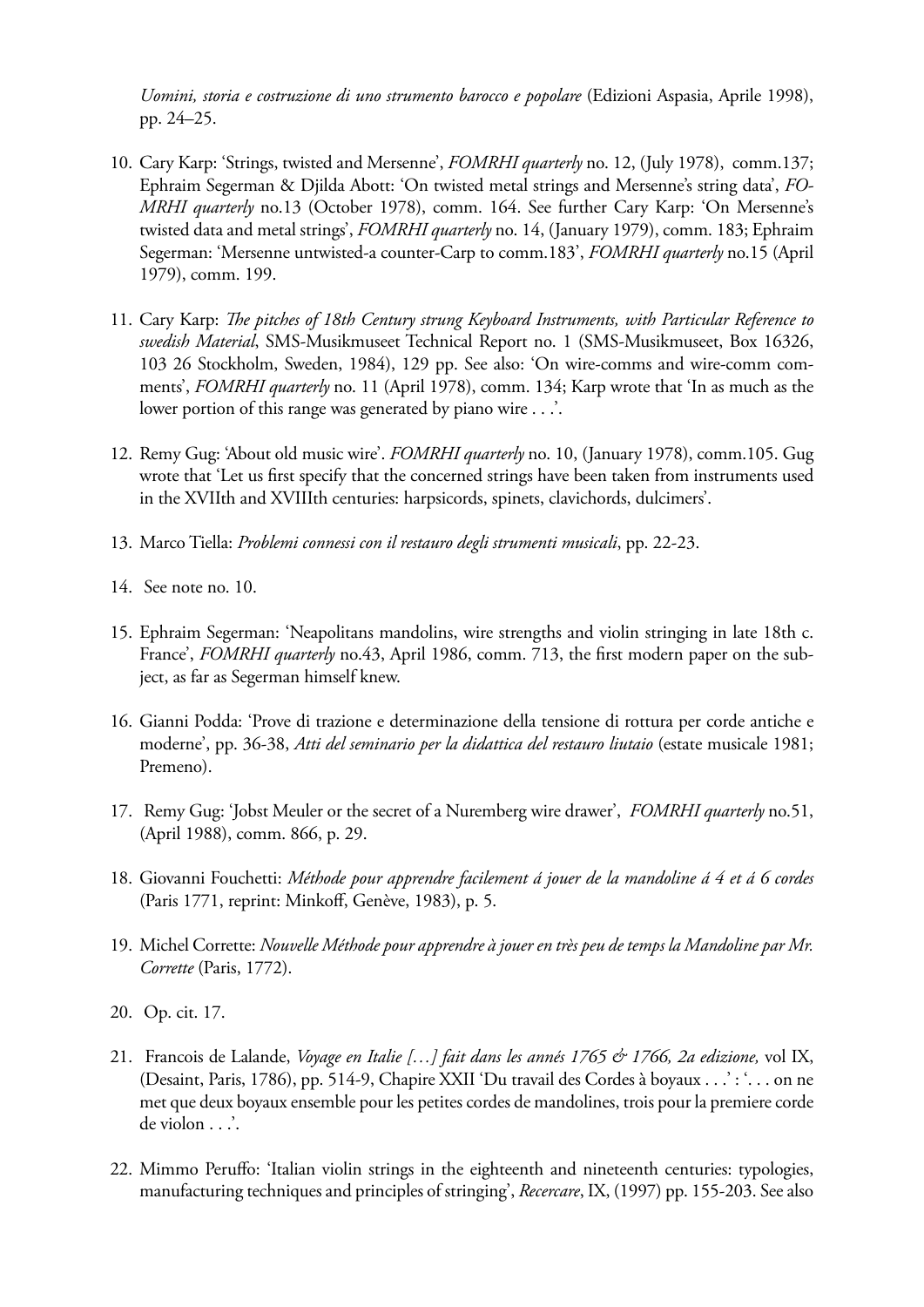*Uomini, storia e costruzione di uno strumento barocco e popolare* (Edizioni Aspasia, Aprile 1998), pp. 24–25.

10. Cary Karp: 'Strings, twisted and Mersenne', *FOMRHI quarterly* no. 12, (July 1978), comm.137; Ephraim Segerman & Djilda Abott: 'On twisted metal strings and Mersenne's string data', *FOMRHI quarterly* no.13 (October 1978), comm. 164. See further Cary Karp: 'On Mersenne's twisted data and metal strings', *FOMRHI quarterly* no. 14, (January 1979), comm. 183; Ephraim Segerman: 'Mersenne untwisted-a counter-Carp to comm.183', *FOMRHI quarterly* no.15 (April 1979), comm. 199.

11. Cary Karp: *The pitches of 18th Century strung Keyboard Instruments, with Particular Reference to swedish Material*, SMS-Musikmuseet Technical Report no. 1 (SMS-Musikmuseet, Box 16326, 103 26 Stockholm, Sweden, 1984), 129 pp. See also: 'On wire-comms and wire-comm comments', *FOMRHI quarterly* no. 11 (April 1978), comm. 134; Karp wrote that 'In as much as the lower portion of this range was generated by piano wire . . .'.

12. Remy Gug: 'About old music wire'. *FOMRHI quarterly* no. 10, (January 1978), comm.105. Gug wrote that 'Let us first specify that the concerned strings have been taken from instruments used in the XVIIth and XVIIIth centuries: harpsicords, spinets, clavichords, dulcimers'.

13. Marco Tiella: *Problemi connessi con il restauro degli strumenti musicali*, pp. 22-23.

14. See note no. 10.

15. Ephraim Segerman: 'Neapolitans mandolins, wire strengths and violin stringing in late 18th c. France', *FOMRHI quarterly* no.43, April 1986, comm. 713, the first modern paper on the subject, as far as Segerman himself knew.

16. Gianni Podda: 'Prove di trazione e determinazione della tensione di rottura per corde antiche e moderne', pp. 36-38, *Atti del seminario per la didattica del restauro liutaio* (estate musicale 1981; Premeno).

17. Remy Gug: 'Jobst Meuler or the secret of a Nuremberg wire drawer', *FOMRHI quarterly* no.51, (April 1988), comm. 866, p. 29.

18. Giovanni Fouchetti: *Méthode pour apprendre facilement á jouer de la mandoline á 4 et á 6 cordes* (Paris 1771, reprint: Minkoff, Genève, 1983), p. 5.

19. Michel Corrette: *Nouvelle Méthode pour apprendre à jouer en très peu de temps la Mandoline par Mr. Corrette* (Paris, 1772).

20. Op. cit. 17.

21. Francois de Lalande, *Voyage en Italie […] fait dans les annés 1765 & 1766, 2a edizione,* vol IX, (Desaint, Paris, 1786), pp. 514-9, Chapire XXII 'Du travail des Cordes à boyaux . . .' : '. . . on ne met que deux boyaux ensemble pour les petites cordes de mandolines, trois pour la premiere corde de violon . . .'.

22. Mimmo Peruffo: 'Italian violin strings in the eighteenth and nineteenth centuries: typologies, manufacturing techniques and principles of stringing', *Recercare*, IX, (1997) pp. 155-203. See also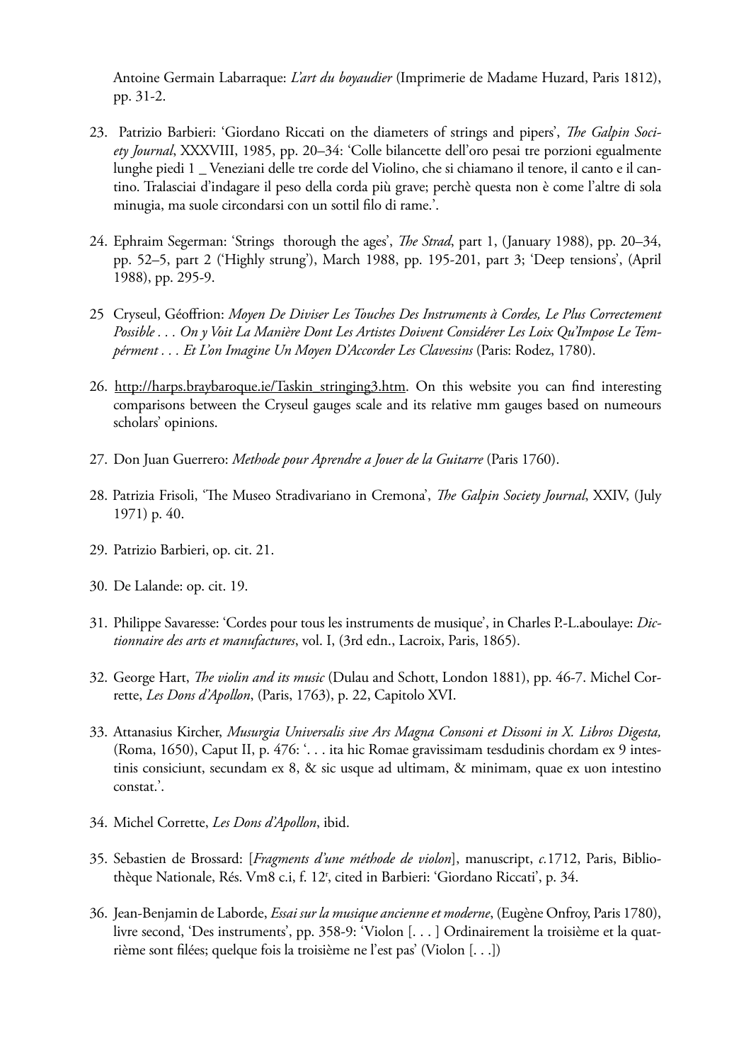Antoine Germain Labarraque: *L'art du boyaudier* (Imprimerie de Madame Huzard, Paris 1812), pp. 31-2.

23. Patrizio Barbieri: 'Giordano Riccati on the diameters of strings and pipers', *The Galpin Society Journal*, XXXVIII, 1985, pp. 20–34: 'Colle bilancette dell'oro pesai tre porzioni egualmente lunghe piedi 1 _ Veneziani delle tre corde del Violino, che si chiamano il tenore, il canto e il cantino. Tralasciai d'indagare il peso della corda più grave; perchè questa non è come l'altre di sola minugia, ma suole circondarsi con un sottil filo di rame.'.

24. Ephraim Segerman: 'Strings thorough the ages', *The Strad*, part 1, (January 1988), pp. 20–34, pp. 52–5, part 2 ('Highly strung'), March 1988, pp. 195-201, part 3; 'Deep tensions', (April 1988), pp. 295-9.

25 Cryseul, Géoffrion: *Moyen De Diviser Les Touches Des Instruments à Cordes, Le Plus Correctement Possible . . . On y Voit La Manière Dont Les Artistes Doivent Considérer Les Loix Qu'Impose Le Tempérment . . . Et L'on Imagine Un Moyen D'Accorder Les Clavessins* (Paris: Rodez, 1780).

26. http://harps.braybaroque.ie/Taskin_stringing3.htm. On this website you can find interesting comparisons between the Cryseul gauges scale and its relative mm gauges based on numeours scholars' opinions.

27. Don Juan Guerrero: *Methode pour Aprendre a Jouer de la Guitarre* (Paris 1760).

28. Patrizia Frisoli, 'The Museo Stradivariano in Cremona', *The Galpin Society Journal*, XXIV, (July 1971) p. 40.

29. Patrizio Barbieri, op. cit. 21.

30. De Lalande: op. cit. 19.

31. Philippe Savaresse: 'Cordes pour tous les instruments de musique', in Charles P.-L.aboulaye: *Dictionnaire des arts et manufactures*, vol. I, (3rd edn., Lacroix, Paris, 1865).

32. George Hart, *The violin and its music* (Dulau and Schott, London 1881), pp. 46-7. Michel Corrette, *Les Dons d'Apollon*, (Paris, 1763), p. 22, Capitolo XVI.

33. Attanasius Kircher, *Musurgia Universalis sive Ars Magna Consoni et Dissoni in X. Libros Digesta,* (Roma, 1650), Caput II, p. 476: '. . . ita hic Romae gravissimam tesdudinis chordam ex 9 intestinis consiciunt, secundam ex 8, & sic usque ad ultimam, & minimam, quae ex uon intestino constat.'.

34. Michel Corrette, *Les Dons d'Apollon*, ibid.

35. Sebastien de Brossard: [*Fragments d'une méthode de violon*], manuscript, *c.*1712, Paris, Bibliothèque Nationale, Rés. Vm8 c.i, f. 12r, cited in Barbieri: 'Giordano Riccati', p. 34.

36. Jean-Benjamin de Laborde, *Essai sur la musique ancienne et moderne*, (Eugène Onfroy, Paris 1780), livre second, 'Des instruments', pp. 358-9: 'Violon [. . . ] Ordinairement la troisième et la quatrième sont filées; quelque fois la troisième ne l'est pas' (Violon [. . .])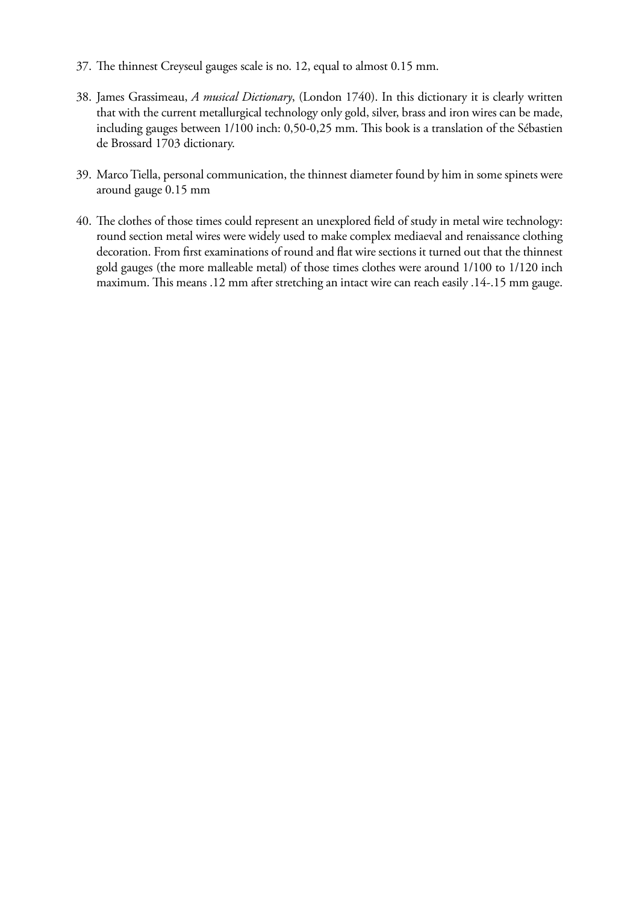37. The thinnest Creyseul gauges scale is no. 12, equal to almost 0.15 mm.

38. James Grassimeau, *A musical Dictionary*, (London 1740). In this dictionary it is clearly written that with the current metallurgical technology only gold, silver, brass and iron wires can be made, including gauges between 1/100 inch: 0,50-0,25 mm. This book is a translation of the Sébastien de Brossard 1703 dictionary.

39. Marco Tiella, personal communication, the thinnest diameter found by him in some spinets were around gauge 0.15 mm

40. The clothes of those times could represent an unexplored field of study in metal wire technology: round section metal wires were widely used to make complex mediaeval and renaissance clothing decoration. From first examinations of round and flat wire sections it turned out that the thinnest gold gauges (the more malleable metal) of those times clothes were around 1/100 to 1/120 inch maximum. This means .12 mm after stretching an intact wire can reach easily .14-.15 mm gauge.